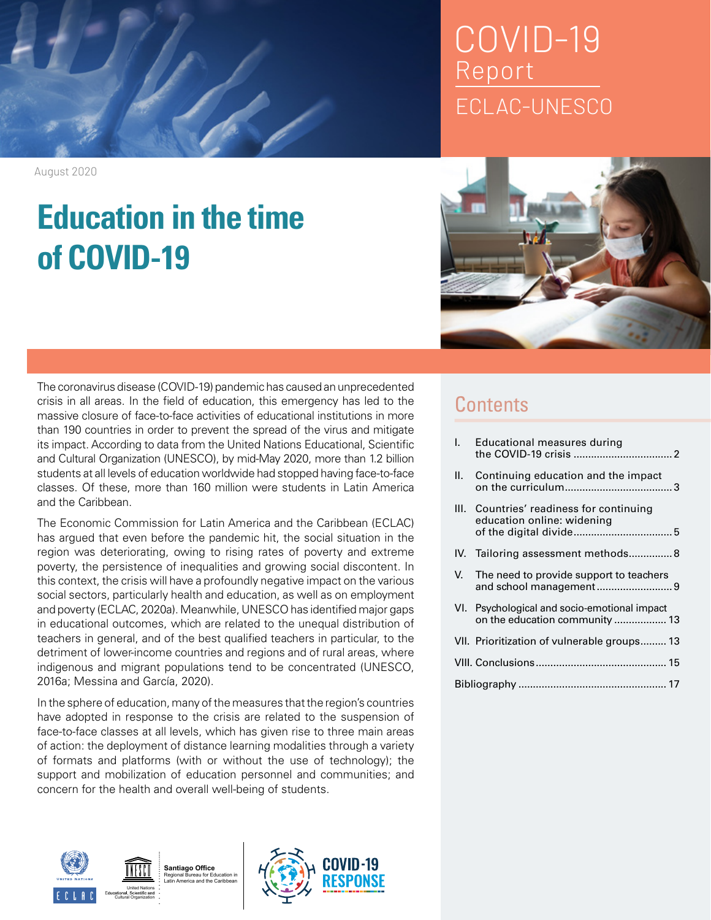COVID-19 Report

ECLAC-UNESCO

August 2020

# Education in the time of COVID-19

The coronavirus disease (COVID-19) pandemic has caused an unprecedented crisis in all areas. In the field of education, this emergency has led to the massive closure of face-to-face activities of educational institutions in more than 190 countries in order to prevent the spread of the virus and mitigate its impact. According to data from the United Nations Educational, Scientific and Cultural Organization (UNESCO), by mid-May 2020, more than 1.2 billion students at all levels of education worldwide had stopped having face-to-face classes. Of these, more than 160 million were students in Latin America and the Caribbean.

The Economic Commission for Latin America and the Caribbean (ECLAC) has argued that even before the pandemic hit, the social situation in the region was deteriorating, owing to rising rates of poverty and extreme poverty, the persistence of inequalities and growing social discontent. In this context, the crisis will have a profoundly negative impact on the various social sectors, particularly health and education, as well as on employment and poverty (ECLAC, 2020a). Meanwhile, UNESCO has identified major gaps in educational outcomes, which are related to the unequal distribution of teachers in general, and of the best qualified teachers in particular, to the detriment of lower-income countries and regions and of rural areas, where indigenous and migrant populations tend to be concentrated (UNESCO, 2016a; Messina and García, 2020).

In the sphere of education, many of the measures that the region's countries have adopted in response to the crisis are related to the suspension of face-to-face classes at all levels, which has given rise to three main areas of action: the deployment of distance learning modalities through a variety of formats and platforms (with or without the use of technology); the support and mobilization of education personnel and communities; and concern for the health and overall well-being of students.

## Contents

- I. Educational measures during the COVID-19 crisis .................................. 2
- II. Continuing education and the impact on the curriculum..................................... 3
- III. Countries' readiness for continuing education online: widening of the digital divide.................................. 5
- IV. Tailoring assessment methods............... 8
- V. The need to provide support to teachers and school management.......................... 9
- VI. Psychological and socio-emotional impact on the education community .................. 13
- VII. Prioritization of vulnerable groups......... 13
- VIII. Conclusions............................................ 15
- Bibliography .................................................. 17

United Nations ECLAC

UNESCO United Nations Educational, Scientific and Cultural Organization — Santiago Office, Regional Bureau for Education in Latin America and the Caribbean

COVID-19 RESPONSE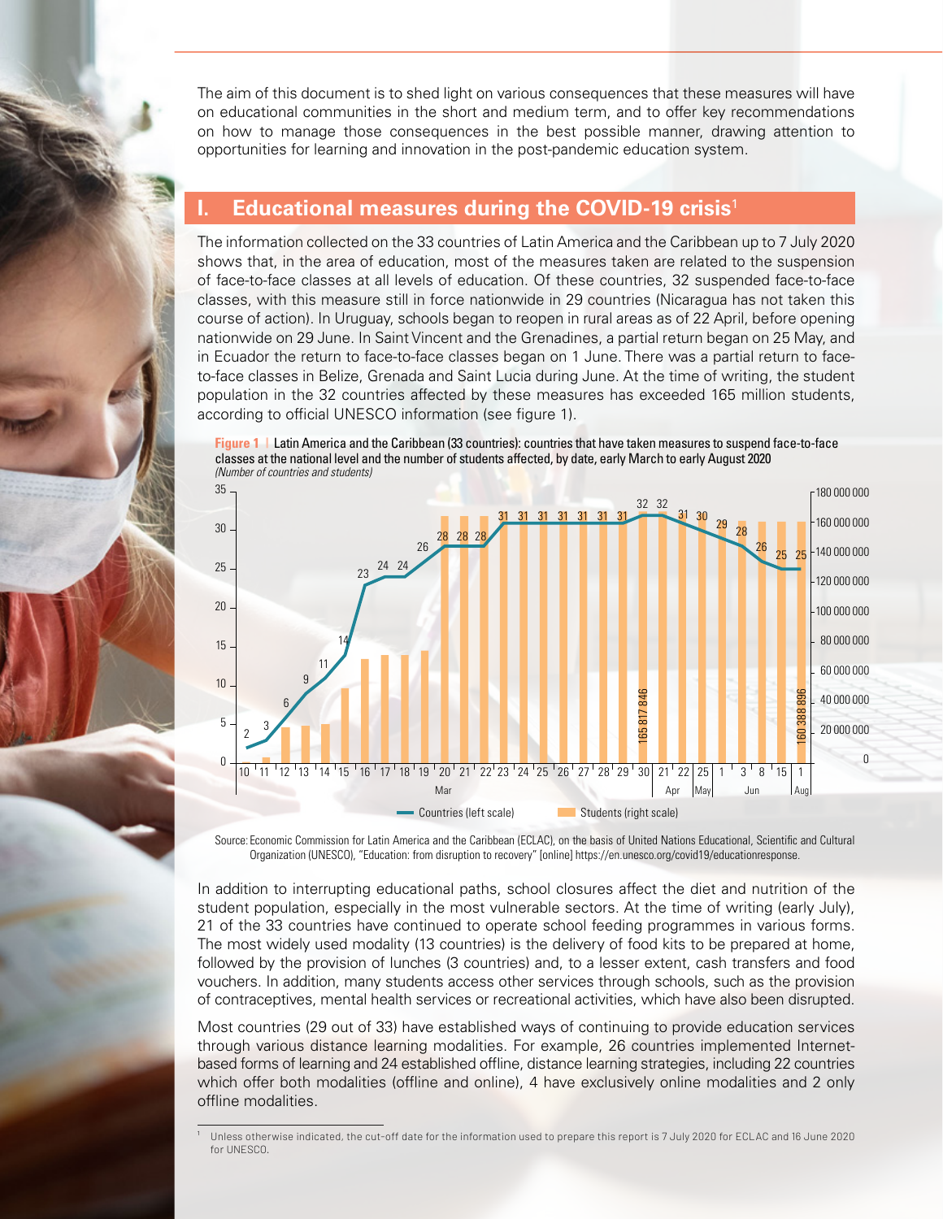The aim of this document is to shed light on various consequences that these measures will have on educational communities in the short and medium term, and to offer key recommendations on how to manage those consequences in the best possible manner, drawing attention to opportunities for learning and innovation in the post-pandemic education system.

## I. Educational measures during the COVID-19 crisis[1]

The information collected on the 33 countries of Latin America and the Caribbean up to 7 July 2020 shows that, in the area of education, most of the measures taken are related to the suspension of face-to-face classes at all levels of education. Of these countries, 32 suspended face-to-face classes, with this measure still in force nationwide in 29 countries (Nicaragua has not taken this course of action). In Uruguay, schools began to reopen in rural areas as of 22 April, before opening nationwide on 29 June. In Saint Vincent and the Grenadines, a partial return began on 25 May, and in Ecuador the return to face-to-face classes began on 1 June. There was a partial return to face-to-face classes in Belize, Grenada and Saint Lucia during June. At the time of writing, the student population in the 32 countries affected by these measures has exceeded 165 million students, according to official UNESCO information (see figure 1).

**Figure 1** | Latin America and the Caribbean (33 countries): countries that have taken measures to suspend face-to-face classes at the national level and the number of students affected, by date, early March to early August 2020
*(Number of countries and students)*

| Date | Countries (left scale) |
|---|---|
| 10 Mar | 2 |
| 11 Mar | 3 |
| 12 Mar | 6 |
| 13 Mar | 9 |
| 14 Mar | 11 |
| 15 Mar | 14 |
| 16 Mar | 23 |
| 17 Mar | 24 |
| 18 Mar | 24 |
| 19 Mar | 26 |
| 20 Mar | 28 |
| 21 Mar | 28 |
| 22 Mar | 28 |
| 23 Mar | 31 |
| 24 Mar | 31 |
| 25 Mar | 31 |
| 26 Mar | 31 |
| 27 Mar | 31 |
| 28 Mar | 31 |
| 29 Mar | 31 |
| 30 Mar | 32 |
| 21 Apr | 32 |
| 22 Apr | 31 |
| 25 May | 30 |
| 1 Jun | 29 |
| 3 Jun | 28 |
| 8 Jun | 26 |
| 15 Jun | 25 |
| 1 Aug | 25 |

Students (right scale): 165 817 846 (30 Mar); 160 388 896 (1 Aug).

Source: Economic Commission for Latin America and the Caribbean (ECLAC), on the basis of United Nations Educational, Scientific and Cultural Organization (UNESCO), "Education: from disruption to recovery" [online] https://en.unesco.org/covid19/educationresponse.

In addition to interrupting educational paths, school closures affect the diet and nutrition of the student population, especially in the most vulnerable sectors. At the time of writing (early July), 21 of the 33 countries have continued to operate school feeding programmes in various forms. The most widely used modality (13 countries) is the delivery of food kits to be prepared at home, followed by the provision of lunches (3 countries) and, to a lesser extent, cash transfers and food vouchers. In addition, many students access other services through schools, such as the provision of contraceptives, mental health services or recreational activities, which have also been disrupted.

Most countries (29 out of 33) have established ways of continuing to provide education services through various distance learning modalities. For example, 26 countries implemented Internet-based forms of learning and 24 established offline, distance learning strategies, including 22 countries which offer both modalities (offline and online), 4 have exclusively online modalities and 2 only offline modalities.

[1] Unless otherwise indicated, the cut-off date for the information used to prepare this report is 7 July 2020 for ECLAC and 16 June 2020 for UNESCO.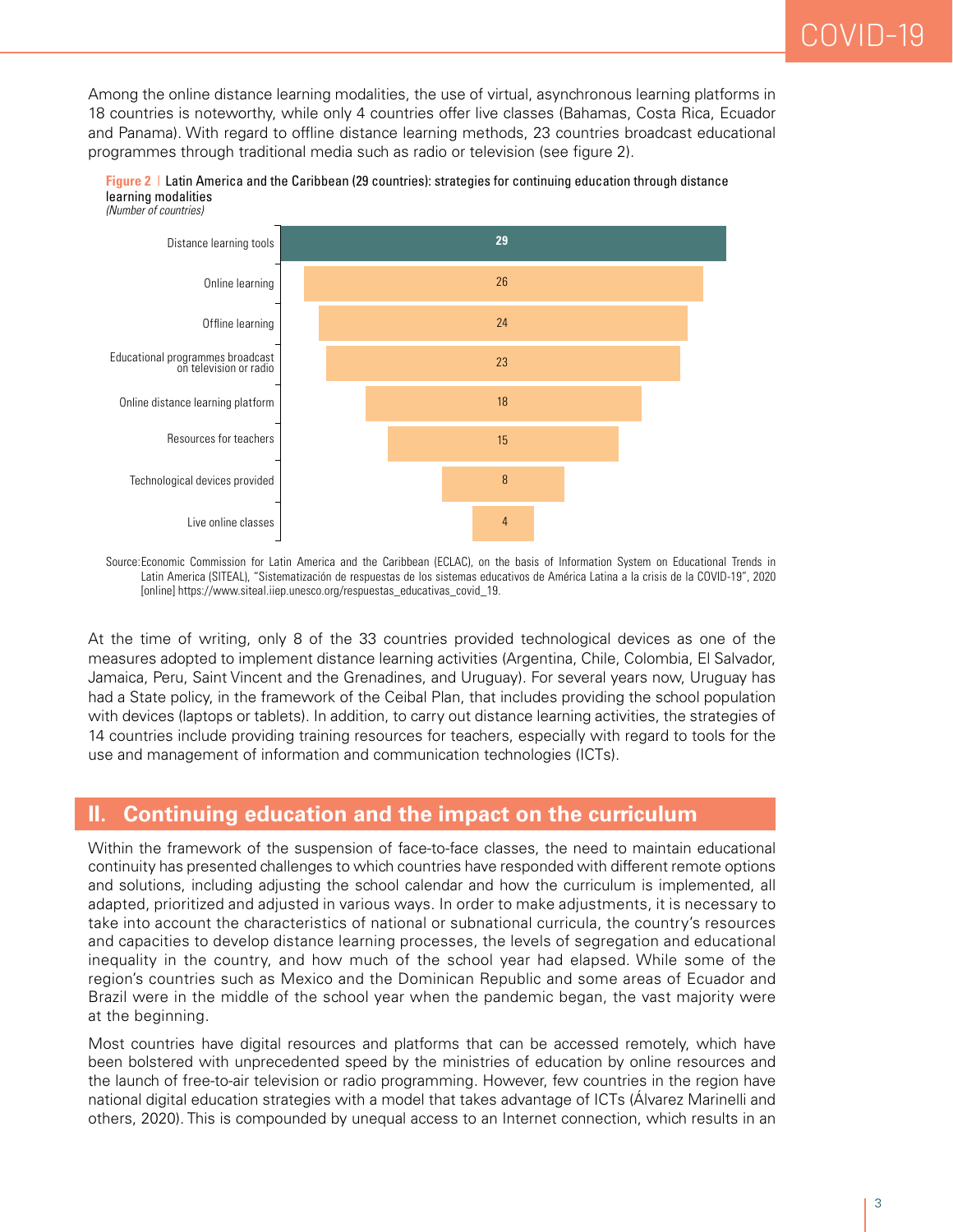Among the online distance learning modalities, the use of virtual, asynchronous learning platforms in 18 countries is noteworthy, while only 4 countries offer live classes (Bahamas, Costa Rica, Ecuador and Panama). With regard to offline distance learning methods, 23 countries broadcast educational programmes through traditional media such as radio or television (see figure 2).

**Figure 2** | Latin America and the Caribbean (29 countries): strategies for continuing education through distance learning modalities
*(Number of countries)*

| Strategy | Number of countries |
|---|---|
| Distance learning tools | 29 |
| Online learning | 26 |
| Offline learning | 24 |
| Educational programmes broadcast on television or radio | 23 |
| Online distance learning platform | 18 |
| Resources for teachers | 15 |
| Technological devices provided | 8 |
| Live online classes | 4 |

Source: Economic Commission for Latin America and the Caribbean (ECLAC), on the basis of Information System on Educational Trends in Latin America (SITEAL), "Sistematización de respuestas de los sistemas educativos de América Latina a la crisis de la COVID-19", 2020 [online] https://www.siteal.iiep.unesco.org/respuestas_educativas_covid_19.

At the time of writing, only 8 of the 33 countries provided technological devices as one of the measures adopted to implement distance learning activities (Argentina, Chile, Colombia, El Salvador, Jamaica, Peru, Saint Vincent and the Grenadines, and Uruguay). For several years now, Uruguay has had a State policy, in the framework of the Ceibal Plan, that includes providing the school population with devices (laptops or tablets). In addition, to carry out distance learning activities, the strategies of 14 countries include providing training resources for teachers, especially with regard to tools for the use and management of information and communication technologies (ICTs).

## II. Continuing education and the impact on the curriculum

Within the framework of the suspension of face-to-face classes, the need to maintain educational continuity has presented challenges to which countries have responded with different remote options and solutions, including adjusting the school calendar and how the curriculum is implemented, all adapted, prioritized and adjusted in various ways. In order to make adjustments, it is necessary to take into account the characteristics of national or subnational curricula, the country's resources and capacities to develop distance learning processes, the levels of segregation and educational inequality in the country, and how much of the school year had elapsed. While some of the region's countries such as Mexico and the Dominican Republic and some areas of Ecuador and Brazil were in the middle of the school year when the pandemic began, the vast majority were at the beginning.

Most countries have digital resources and platforms that can be accessed remotely, which have been bolstered with unprecedented speed by the ministries of education by online resources and the launch of free-to-air television or radio programming. However, few countries in the region have national digital education strategies with a model that takes advantage of ICTs (Álvarez Marinelli and others, 2020). This is compounded by unequal access to an Internet connection, which results in an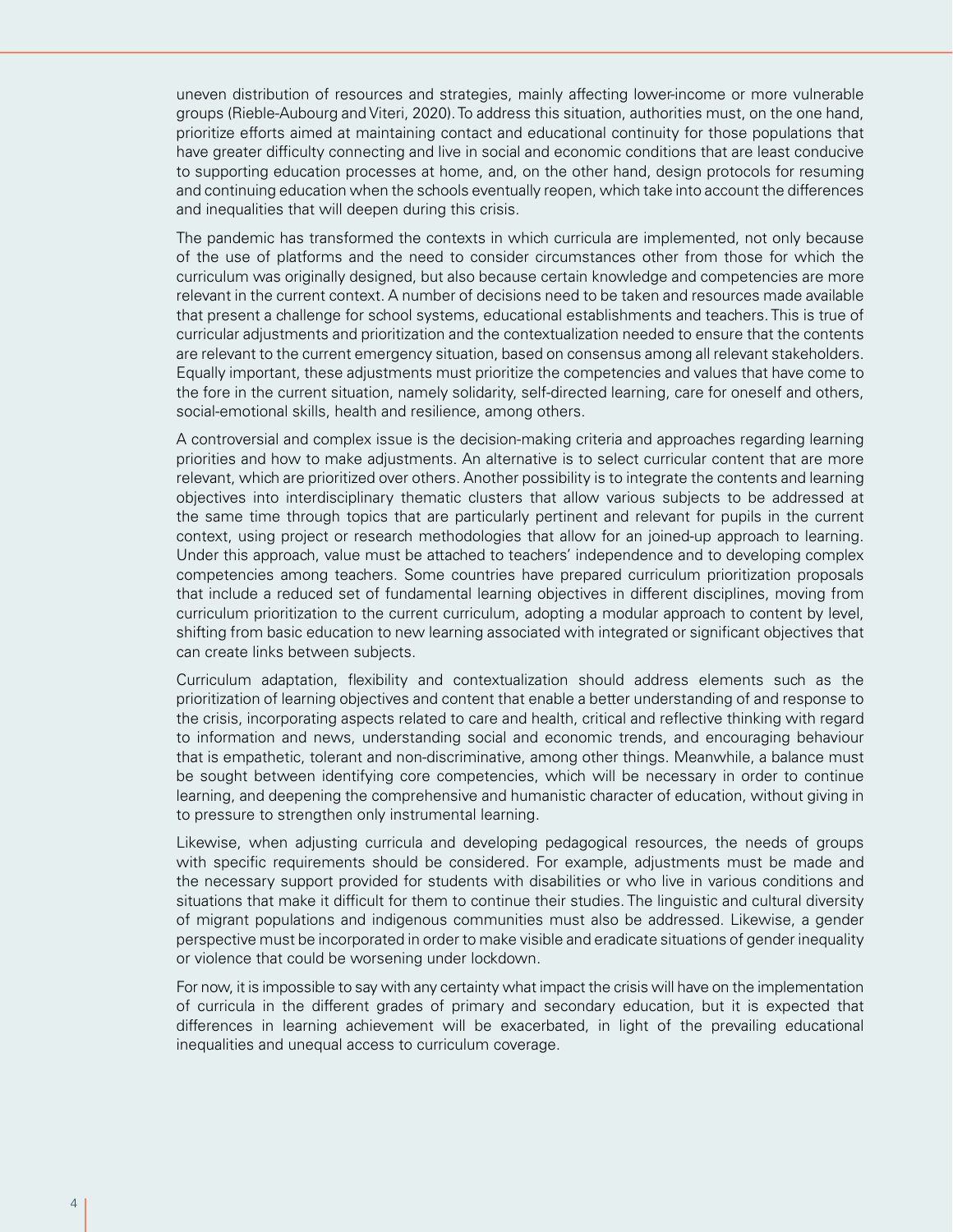uneven distribution of resources and strategies, mainly affecting lower-income or more vulnerable groups (Rieble-Aubourg and Viteri, 2020). To address this situation, authorities must, on the one hand, prioritize efforts aimed at maintaining contact and educational continuity for those populations that have greater difficulty connecting and live in social and economic conditions that are least conducive to supporting education processes at home, and, on the other hand, design protocols for resuming and continuing education when the schools eventually reopen, which take into account the differences and inequalities that will deepen during this crisis.

The pandemic has transformed the contexts in which curricula are implemented, not only because of the use of platforms and the need to consider circumstances other from those for which the curriculum was originally designed, but also because certain knowledge and competencies are more relevant in the current context. A number of decisions need to be taken and resources made available that present a challenge for school systems, educational establishments and teachers. This is true of curricular adjustments and prioritization and the contextualization needed to ensure that the contents are relevant to the current emergency situation, based on consensus among all relevant stakeholders. Equally important, these adjustments must prioritize the competencies and values that have come to the fore in the current situation, namely solidarity, self-directed learning, care for oneself and others, social-emotional skills, health and resilience, among others.

A controversial and complex issue is the decision-making criteria and approaches regarding learning priorities and how to make adjustments. An alternative is to select curricular content that are more relevant, which are prioritized over others. Another possibility is to integrate the contents and learning objectives into interdisciplinary thematic clusters that allow various subjects to be addressed at the same time through topics that are particularly pertinent and relevant for pupils in the current context, using project or research methodologies that allow for an joined-up approach to learning. Under this approach, value must be attached to teachers' independence and to developing complex competencies among teachers. Some countries have prepared curriculum prioritization proposals that include a reduced set of fundamental learning objectives in different disciplines, moving from curriculum prioritization to the current curriculum, adopting a modular approach to content by level, shifting from basic education to new learning associated with integrated or significant objectives that can create links between subjects.

Curriculum adaptation, flexibility and contextualization should address elements such as the prioritization of learning objectives and content that enable a better understanding of and response to the crisis, incorporating aspects related to care and health, critical and reflective thinking with regard to information and news, understanding social and economic trends, and encouraging behaviour that is empathetic, tolerant and non-discriminative, among other things. Meanwhile, a balance must be sought between identifying core competencies, which will be necessary in order to continue learning, and deepening the comprehensive and humanistic character of education, without giving in to pressure to strengthen only instrumental learning.

Likewise, when adjusting curricula and developing pedagogical resources, the needs of groups with specific requirements should be considered. For example, adjustments must be made and the necessary support provided for students with disabilities or who live in various conditions and situations that make it difficult for them to continue their studies. The linguistic and cultural diversity of migrant populations and indigenous communities must also be addressed. Likewise, a gender perspective must be incorporated in order to make visible and eradicate situations of gender inequality or violence that could be worsening under lockdown.

For now, it is impossible to say with any certainty what impact the crisis will have on the implementation of curricula in the different grades of primary and secondary education, but it is expected that differences in learning achievement will be exacerbated, in light of the prevailing educational inequalities and unequal access to curriculum coverage.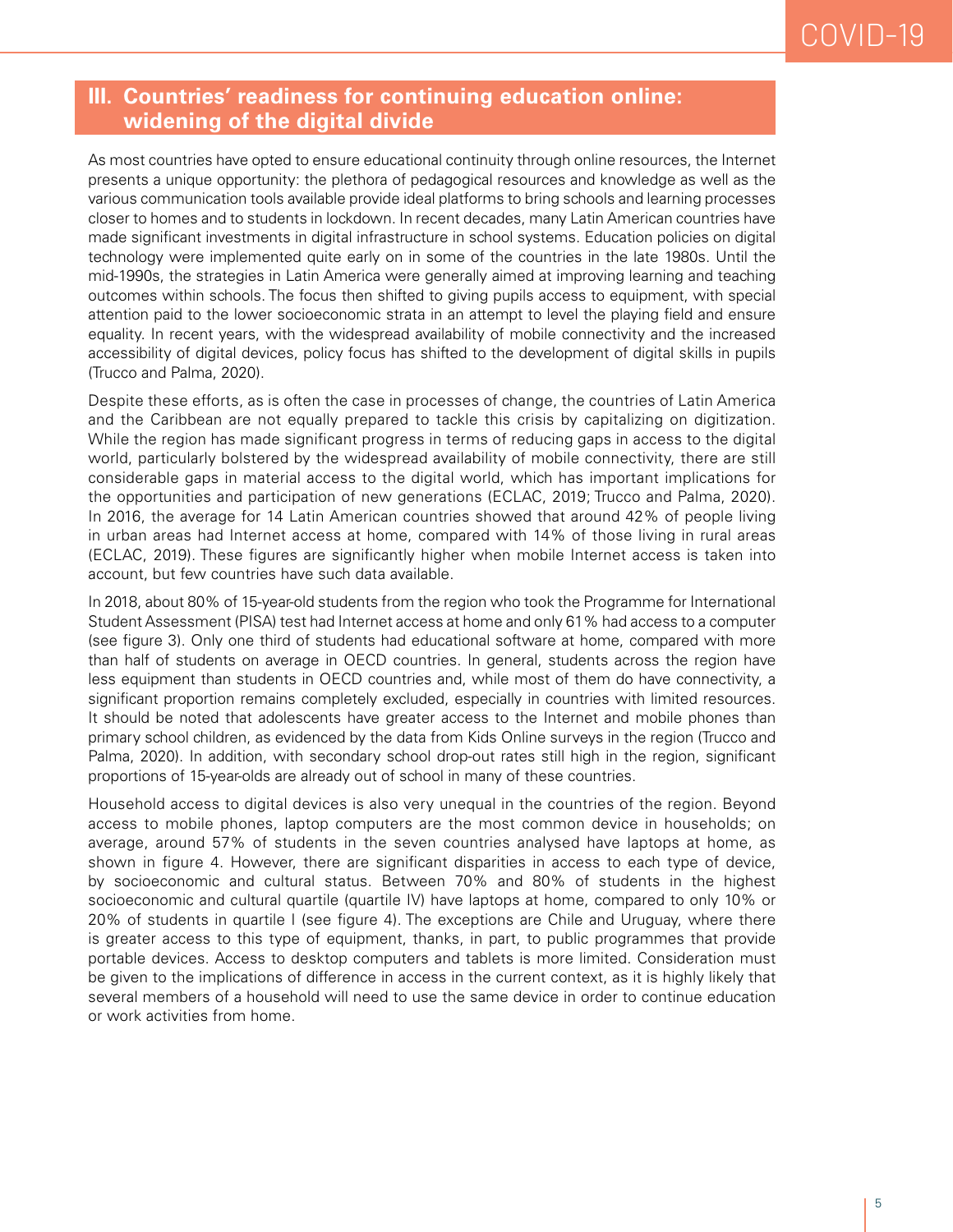## III. Countries' readiness for continuing education online: widening of the digital divide

As most countries have opted to ensure educational continuity through online resources, the Internet presents a unique opportunity: the plethora of pedagogical resources and knowledge as well as the various communication tools available provide ideal platforms to bring schools and learning processes closer to homes and to students in lockdown. In recent decades, many Latin American countries have made significant investments in digital infrastructure in school systems. Education policies on digital technology were implemented quite early on in some of the countries in the late 1980s. Until the mid-1990s, the strategies in Latin America were generally aimed at improving learning and teaching outcomes within schools. The focus then shifted to giving pupils access to equipment, with special attention paid to the lower socioeconomic strata in an attempt to level the playing field and ensure equality. In recent years, with the widespread availability of mobile connectivity and the increased accessibility of digital devices, policy focus has shifted to the development of digital skills in pupils (Trucco and Palma, 2020).

Despite these efforts, as is often the case in processes of change, the countries of Latin America and the Caribbean are not equally prepared to tackle this crisis by capitalizing on digitization. While the region has made significant progress in terms of reducing gaps in access to the digital world, particularly bolstered by the widespread availability of mobile connectivity, there are still considerable gaps in material access to the digital world, which has important implications for the opportunities and participation of new generations (ECLAC, 2019; Trucco and Palma, 2020). In 2016, the average for 14 Latin American countries showed that around 42% of people living in urban areas had Internet access at home, compared with 14% of those living in rural areas (ECLAC, 2019). These figures are significantly higher when mobile Internet access is taken into account, but few countries have such data available.

In 2018, about 80% of 15-year-old students from the region who took the Programme for International Student Assessment (PISA) test had Internet access at home and only 61% had access to a computer (see figure 3). Only one third of students had educational software at home, compared with more than half of students on average in OECD countries. In general, students across the region have less equipment than students in OECD countries and, while most of them do have connectivity, a significant proportion remains completely excluded, especially in countries with limited resources. It should be noted that adolescents have greater access to the Internet and mobile phones than primary school children, as evidenced by the data from Kids Online surveys in the region (Trucco and Palma, 2020). In addition, with secondary school drop-out rates still high in the region, significant proportions of 15-year-olds are already out of school in many of these countries.

Household access to digital devices is also very unequal in the countries of the region. Beyond access to mobile phones, laptop computers are the most common device in households; on average, around 57% of students in the seven countries analysed have laptops at home, as shown in figure 4. However, there are significant disparities in access to each type of device, by socioeconomic and cultural status. Between 70% and 80% of students in the highest socioeconomic and cultural quartile (quartile IV) have laptops at home, compared to only 10% or 20% of students in quartile I (see figure 4). The exceptions are Chile and Uruguay, where there is greater access to this type of equipment, thanks, in part, to public programmes that provide portable devices. Access to desktop computers and tablets is more limited. Consideration must be given to the implications of difference in access in the current context, as it is highly likely that several members of a household will need to use the same device in order to continue education or work activities from home.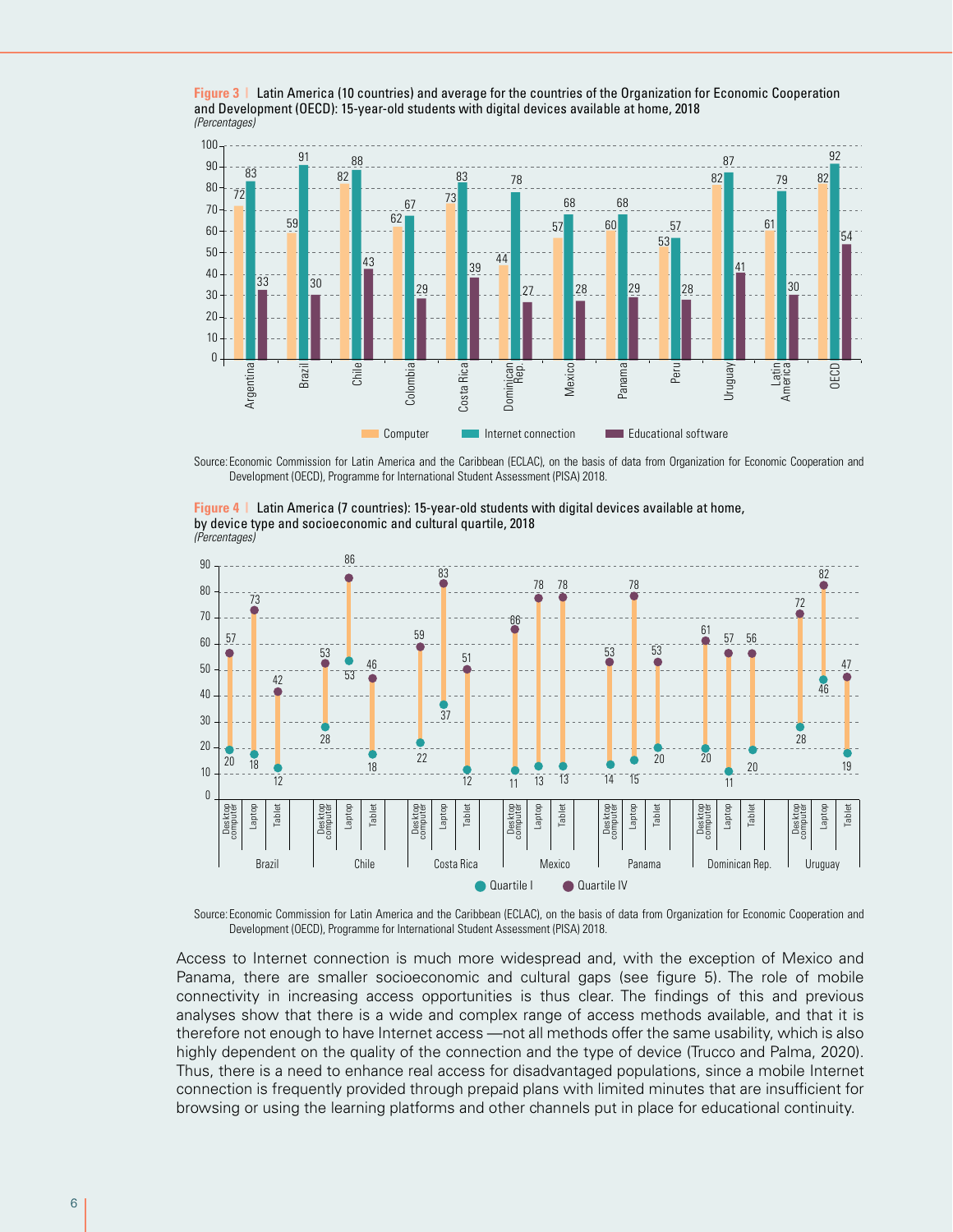**Figure 3** | Latin America (10 countries) and average for the countries of the Organization for Economic Cooperation and Development (OECD): 15-year-old students with digital devices available at home, 2018
*(Percentages)*

| | Computer | Internet connection | Educational software |
|---|---|---|---|
| Argentina | 72 | 83 | 33 |
| Brazil | 59 | 91 | 30 |
| Chile | 82 | 88 | 43 |
| Colombia | 62 | 67 | 29 |
| Costa Rica | 73 | 83 | 39 |
| Dominican Rep. | 44 | 78 | 27 |
| Mexico | 57 | 68 | 28 |
| Panama | 60 | 68 | 29 |
| Peru | 53 | 57 | 28 |
| Uruguay | 82 | 87 | 41 |
| Latin America | 61 | 79 | 30 |
| OECD | 82 | 92 | 54 |

Source: Economic Commission for Latin America and the Caribbean (ECLAC), on the basis of data from Organization for Economic Cooperation and Development (OECD), Programme for International Student Assessment (PISA) 2018.

**Figure 4** | Latin America (7 countries): 15-year-old students with digital devices available at home, by device type and socioeconomic and cultural quartile, 2018
*(Percentages)*

| Country | Device | Quartile I | Quartile IV |
|---|---|---|---|
| Brazil | Desktop computer | 20 | 57 |
| | Laptop | 18 | 73 |
| | Tablet | 12 | 42 |
| Chile | Desktop computer | 28 | 53 |
| | Laptop | 53 | 86 |
| | Tablet | 18 | 46 |
| Costa Rica | Desktop computer | 22 | 59 |
| | Laptop | 37 | 83 |
| | Tablet | 12 | 51 |
| Mexico | Desktop computer | 11 | 66 |
| | Laptop | 13 | 78 |
| | Tablet | 13 | 78 |
| Panama | Desktop computer | 14 | 53 |
| | Laptop | 15 | 78 |
| | Tablet | 20 | 53 |
| Dominican Rep. | Desktop computer | 20 | 61 |
| | Laptop | 11 | 57 |
| | Tablet | 20 | 56 |
| Uruguay | Desktop computer | 28 | 72 |
| | Laptop | 46 | 82 |
| | Tablet | 19 | 47 |

Source: Economic Commission for Latin America and the Caribbean (ECLAC), on the basis of data from Organization for Economic Cooperation and Development (OECD), Programme for International Student Assessment (PISA) 2018.

Access to Internet connection is much more widespread and, with the exception of Mexico and Panama, there are smaller socioeconomic and cultural gaps (see figure 5). The role of mobile connectivity in increasing access opportunities is thus clear. The findings of this and previous analyses show that there is a wide and complex range of access methods available, and that it is therefore not enough to have Internet access —not all methods offer the same usability, which is also highly dependent on the quality of the connection and the type of device (Trucco and Palma, 2020). Thus, there is a need to enhance real access for disadvantaged populations, since a mobile Internet connection is frequently provided through prepaid plans with limited minutes that are insufficient for browsing or using the learning platforms and other channels put in place for educational continuity.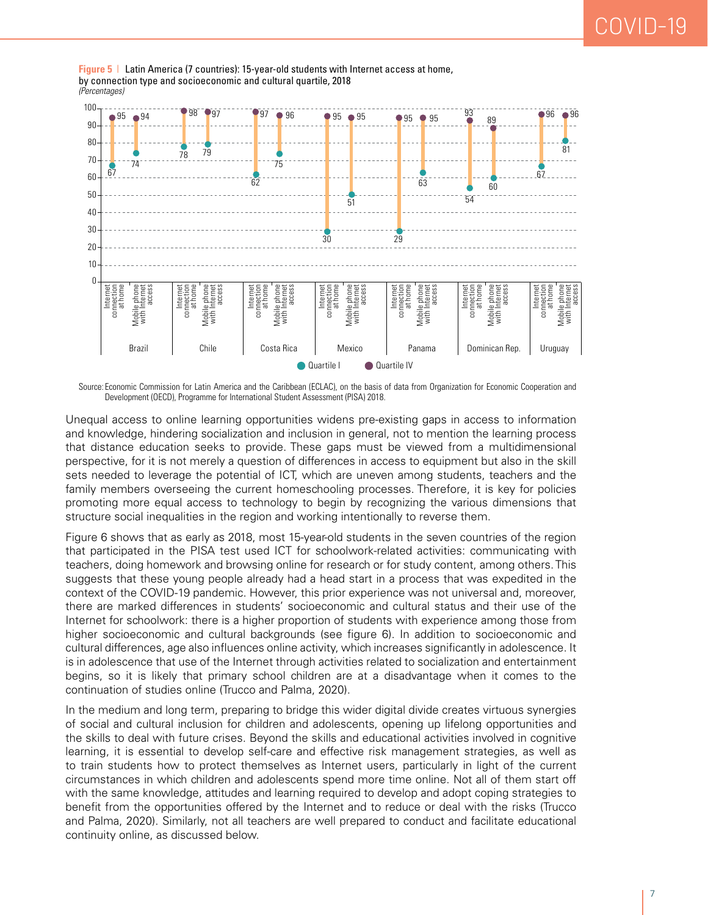**Figure 5** | Latin America (7 countries): 15-year-old students with Internet access at home, by connection type and socioeconomic and cultural quartile, 2018
*(Percentages)*

| Country | Connection type | Quartile I | Quartile IV |
|---|---|---|---|
| Brazil | Internet connection at home | 67 | 95 |
| Brazil | Mobile phone with Internet access | 74 | 94 |
| Chile | Internet connection at home | 78 | 98 |
| Chile | Mobile phone with Internet access | 79 | 97 |
| Costa Rica | Internet connection at home | 62 | 97 |
| Costa Rica | Mobile phone with Internet access | 75 | 96 |
| Mexico | Internet connection at home | 30 | 95 |
| Mexico | Mobile phone with Internet access | 51 | 95 |
| Panama | Internet connection at home | 29 | 95 |
| Panama | Mobile phone with Internet access | 63 | 95 |
| Dominican Rep. | Internet connection at home | 54 | 93 |
| Dominican Rep. | Mobile phone with Internet access | 60 | 89 |
| Uruguay | Internet connection at home | 67 | 96 |
| Uruguay | Mobile phone with Internet access | 81 | 96 |

Source: Economic Commission for Latin America and the Caribbean (ECLAC), on the basis of data from Organization for Economic Cooperation and Development (OECD), Programme for International Student Assessment (PISA) 2018.

Unequal access to online learning opportunities widens pre-existing gaps in access to information and knowledge, hindering socialization and inclusion in general, not to mention the learning process that distance education seeks to provide. These gaps must be viewed from a multidimensional perspective, for it is not merely a question of differences in access to equipment but also in the skill sets needed to leverage the potential of ICT, which are uneven among students, teachers and the family members overseeing the current homeschooling processes. Therefore, it is key for policies promoting more equal access to technology to begin by recognizing the various dimensions that structure social inequalities in the region and working intentionally to reverse them.

Figure 6 shows that as early as 2018, most 15-year-old students in the seven countries of the region that participated in the PISA test used ICT for schoolwork-related activities: communicating with teachers, doing homework and browsing online for research or for study content, among others. This suggests that these young people already had a head start in a process that was expedited in the context of the COVID-19 pandemic. However, this prior experience was not universal and, moreover, there are marked differences in students' socioeconomic and cultural status and their use of the Internet for schoolwork: there is a higher proportion of students with experience among those from higher socioeconomic and cultural backgrounds (see figure 6). In addition to socioeconomic and cultural differences, age also influences online activity, which increases significantly in adolescence. It is in adolescence that use of the Internet through activities related to socialization and entertainment begins, so it is likely that primary school children are at a disadvantage when it comes to the continuation of studies online (Trucco and Palma, 2020).

In the medium and long term, preparing to bridge this wider digital divide creates virtuous synergies of social and cultural inclusion for children and adolescents, opening up lifelong opportunities and the skills to deal with future crises. Beyond the skills and educational activities involved in cognitive learning, it is essential to develop self-care and effective risk management strategies, as well as to train students how to protect themselves as Internet users, particularly in light of the current circumstances in which children and adolescents spend more time online. Not all of them start off with the same knowledge, attitudes and learning required to develop and adopt coping strategies to benefit from the opportunities offered by the Internet and to reduce or deal with the risks (Trucco and Palma, 2020). Similarly, not all teachers are well prepared to conduct and facilitate educational continuity online, as discussed below.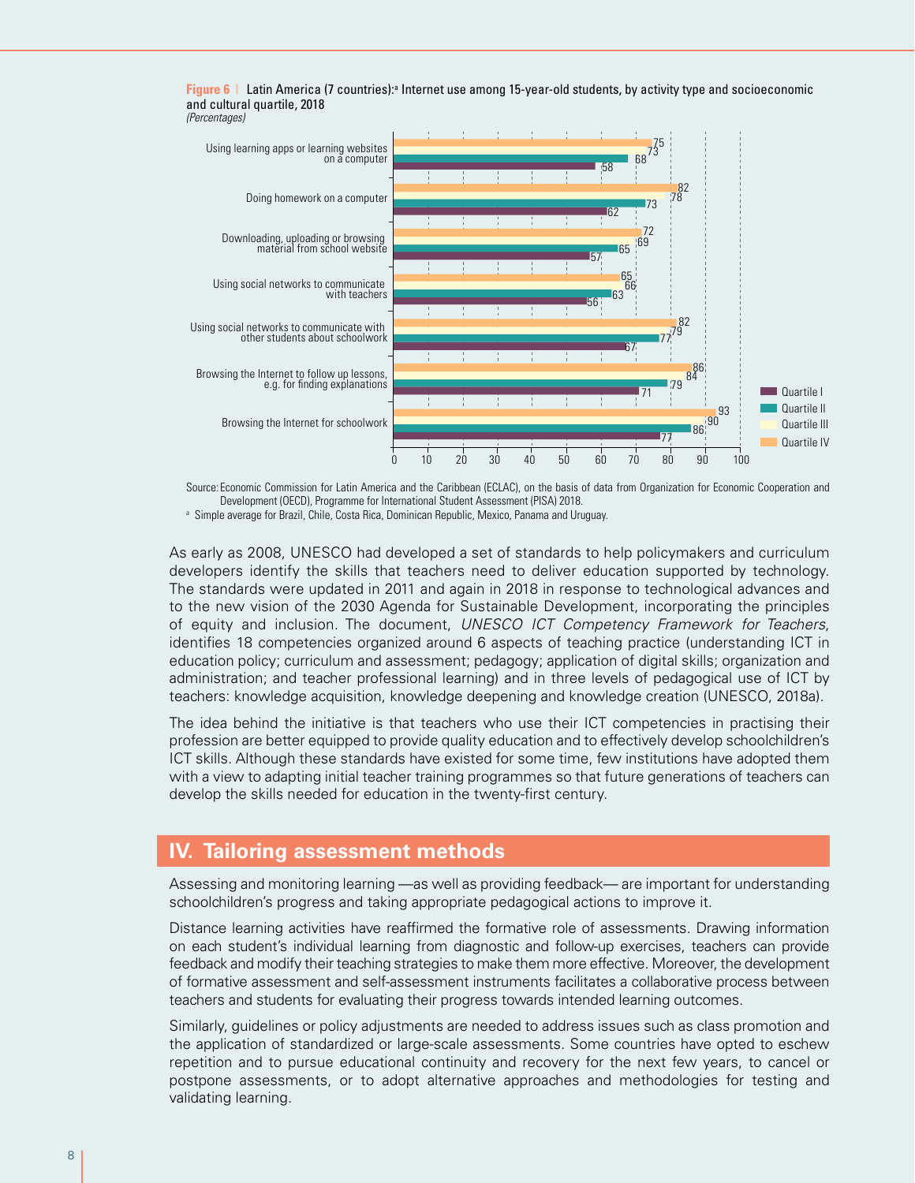**Figure 6** | Latin America (7 countries):[a] Internet use among 15-year-old students, by activity type and socioeconomic and cultural quartile, 2018

*(Percentages)*

| Activity | Quartile I | Quartile II | Quartile III | Quartile IV |
|---|---|---|---|---|
| Using learning apps or learning websites on a computer | 58 | 68 | 73 | 75 |
| Doing homework on a computer | 62 | 73 | 78 | 82 |
| Downloading, uploading or browsing material from school website | 57 | 65 | 69 | 72 |
| Using social networks to communicate with teachers | 56 | 63 | 66 | 65 |
| Using social networks to communicate with other students about schoolwork | 67 | 77 | 79 | 82 |
| Browsing the Internet to follow up lessons, e.g. for finding explanations | 71 | 79 | 84 | 86 |
| Browsing the Internet for schoolwork | 77 | 86 | 90 | 93 |

Source: Economic Commission for Latin America and the Caribbean (ECLAC), on the basis of data from Organization for Economic Cooperation and Development (OECD), Programme for International Student Assessment (PISA) 2018.

[a] Simple average for Brazil, Chile, Costa Rica, Dominican Republic, Mexico, Panama and Uruguay.

As early as 2008, UNESCO had developed a set of standards to help policymakers and curriculum developers identify the skills that teachers need to deliver education supported by technology. The standards were updated in 2011 and again in 2018 in response to technological advances and to the new vision of the 2030 Agenda for Sustainable Development, incorporating the principles of equity and inclusion. The document, *UNESCO ICT Competency Framework for Teachers*, identifies 18 competencies organized around 6 aspects of teaching practice (understanding ICT in education policy; curriculum and assessment; pedagogy; application of digital skills; organization and administration; and teacher professional learning) and in three levels of pedagogical use of ICT by teachers: knowledge acquisition, knowledge deepening and knowledge creation (UNESCO, 2018a).

The idea behind the initiative is that teachers who use their ICT competencies in practising their profession are better equipped to provide quality education and to effectively develop schoolchildren's ICT skills. Although these standards have existed for some time, few institutions have adopted them with a view to adapting initial teacher training programmes so that future generations of teachers can develop the skills needed for education in the twenty-first century.

## IV. Tailoring assessment methods

Assessing and monitoring learning —as well as providing feedback— are important for understanding schoolchildren's progress and taking appropriate pedagogical actions to improve it.

Distance learning activities have reaffirmed the formative role of assessments. Drawing information on each student's individual learning from diagnostic and follow-up exercises, teachers can provide feedback and modify their teaching strategies to make them more effective. Moreover, the development of formative assessment and self-assessment instruments facilitates a collaborative process between teachers and students for evaluating their progress towards intended learning outcomes.

Similarly, guidelines or policy adjustments are needed to address issues such as class promotion and the application of standardized or large-scale assessments. Some countries have opted to eschew repetition and to pursue educational continuity and recovery for the next few years, to cancel or postpone assessments, or to adopt alternative approaches and methodologies for testing and validating learning.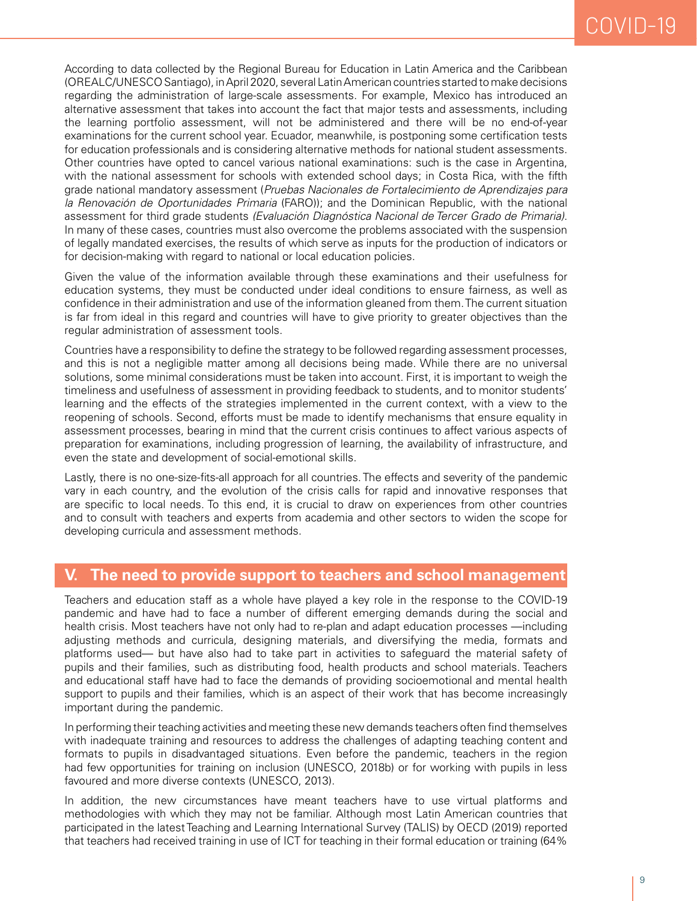According to data collected by the Regional Bureau for Education in Latin America and the Caribbean (OREALC/UNESCO Santiago), in April 2020, several Latin American countries started to make decisions regarding the administration of large-scale assessments. For example, Mexico has introduced an alternative assessment that takes into account the fact that major tests and assessments, including the learning portfolio assessment, will not be administered and there will be no end-of-year examinations for the current school year. Ecuador, meanwhile, is postponing some certification tests for education professionals and is considering alternative methods for national student assessments. Other countries have opted to cancel various national examinations: such is the case in Argentina, with the national assessment for schools with extended school days; in Costa Rica, with the fifth grade national mandatory assessment (*Pruebas Nacionales de Fortalecimiento de Aprendizajes para la Renovación de Oportunidades Primaria* (FARO)); and the Dominican Republic, with the national assessment for third grade students *(Evaluación Diagnóstica Nacional de Tercer Grado de Primaria)*. In many of these cases, countries must also overcome the problems associated with the suspension of legally mandated exercises, the results of which serve as inputs for the production of indicators or for decision-making with regard to national or local education policies.

Given the value of the information available through these examinations and their usefulness for education systems, they must be conducted under ideal conditions to ensure fairness, as well as confidence in their administration and use of the information gleaned from them. The current situation is far from ideal in this regard and countries will have to give priority to greater objectives than the regular administration of assessment tools.

Countries have a responsibility to define the strategy to be followed regarding assessment processes, and this is not a negligible matter among all decisions being made. While there are no universal solutions, some minimal considerations must be taken into account. First, it is important to weigh the timeliness and usefulness of assessment in providing feedback to students, and to monitor students' learning and the effects of the strategies implemented in the current context, with a view to the reopening of schools. Second, efforts must be made to identify mechanisms that ensure equality in assessment processes, bearing in mind that the current crisis continues to affect various aspects of preparation for examinations, including progression of learning, the availability of infrastructure, and even the state and development of social-emotional skills.

Lastly, there is no one-size-fits-all approach for all countries. The effects and severity of the pandemic vary in each country, and the evolution of the crisis calls for rapid and innovative responses that are specific to local needs. To this end, it is crucial to draw on experiences from other countries and to consult with teachers and experts from academia and other sectors to widen the scope for developing curricula and assessment methods.

## V. The need to provide support to teachers and school management

Teachers and education staff as a whole have played a key role in the response to the COVID-19 pandemic and have had to face a number of different emerging demands during the social and health crisis. Most teachers have not only had to re-plan and adapt education processes —including adjusting methods and curricula, designing materials, and diversifying the media, formats and platforms used— but have also had to take part in activities to safeguard the material safety of pupils and their families, such as distributing food, health products and school materials. Teachers and educational staff have had to face the demands of providing socioemotional and mental health support to pupils and their families, which is an aspect of their work that has become increasingly important during the pandemic.

In performing their teaching activities and meeting these new demands teachers often find themselves with inadequate training and resources to address the challenges of adapting teaching content and formats to pupils in disadvantaged situations. Even before the pandemic, teachers in the region had few opportunities for training on inclusion (UNESCO, 2018b) or for working with pupils in less favoured and more diverse contexts (UNESCO, 2013).

In addition, the new circumstances have meant teachers have to use virtual platforms and methodologies with which they may not be familiar. Although most Latin American countries that participated in the latest Teaching and Learning International Survey (TALIS) by OECD (2019) reported that teachers had received training in use of ICT for teaching in their formal education or training (64%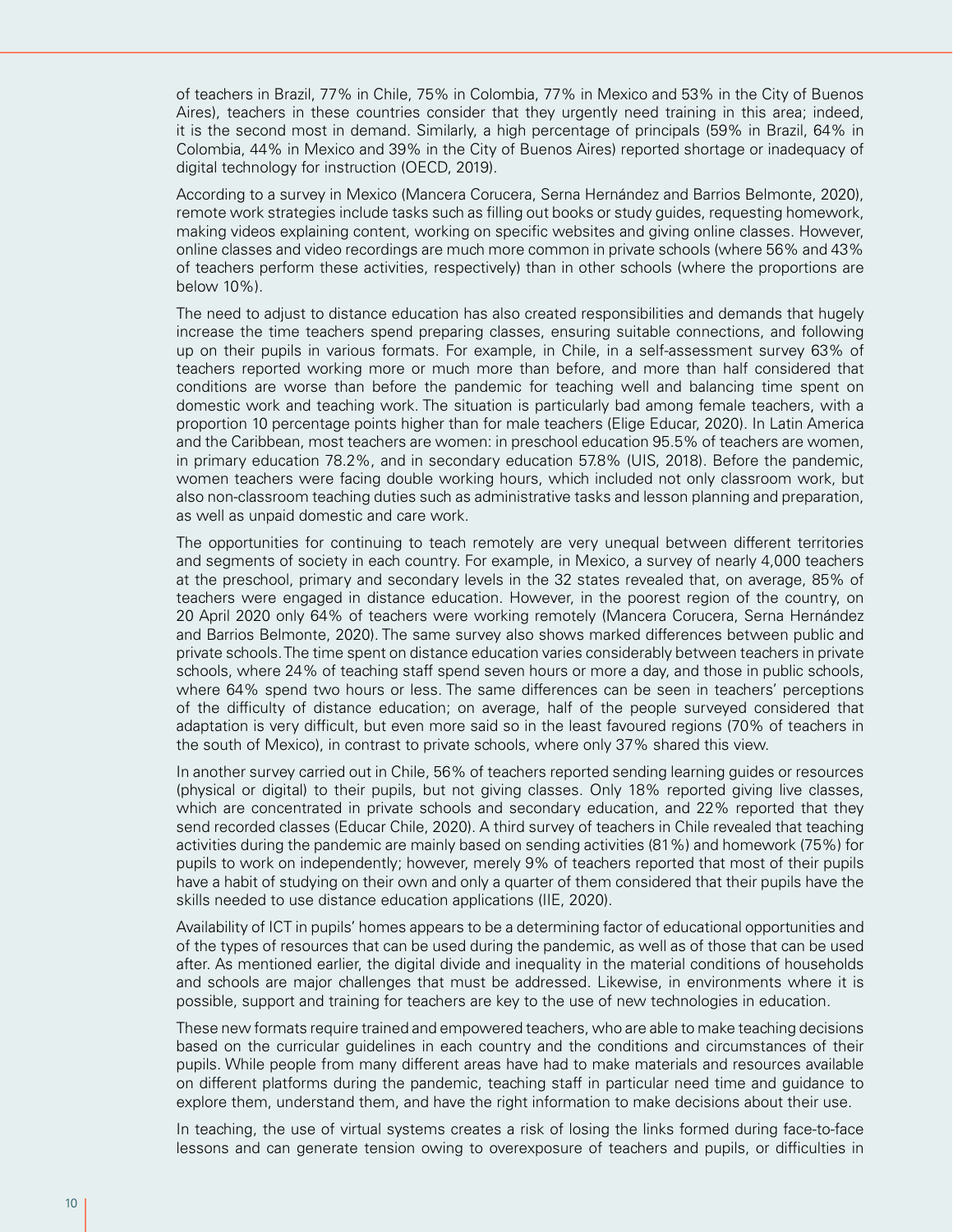of teachers in Brazil, 77% in Chile, 75% in Colombia, 77% in Mexico and 53% in the City of Buenos Aires), teachers in these countries consider that they urgently need training in this area; indeed, it is the second most in demand. Similarly, a high percentage of principals (59% in Brazil, 64% in Colombia, 44% in Mexico and 39% in the City of Buenos Aires) reported shortage or inadequacy of digital technology for instruction (OECD, 2019).

According to a survey in Mexico (Mancera Corucera, Serna Hernández and Barrios Belmonte, 2020), remote work strategies include tasks such as filling out books or study guides, requesting homework, making videos explaining content, working on specific websites and giving online classes. However, online classes and video recordings are much more common in private schools (where 56% and 43% of teachers perform these activities, respectively) than in other schools (where the proportions are below 10%).

The need to adjust to distance education has also created responsibilities and demands that hugely increase the time teachers spend preparing classes, ensuring suitable connections, and following up on their pupils in various formats. For example, in Chile, in a self-assessment survey 63% of teachers reported working more or much more than before, and more than half considered that conditions are worse than before the pandemic for teaching well and balancing time spent on domestic work and teaching work. The situation is particularly bad among female teachers, with a proportion 10 percentage points higher than for male teachers (Elige Educar, 2020). In Latin America and the Caribbean, most teachers are women: in preschool education 95.5% of teachers are women, in primary education 78.2%, and in secondary education 57.8% (UIS, 2018). Before the pandemic, women teachers were facing double working hours, which included not only classroom work, but also non-classroom teaching duties such as administrative tasks and lesson planning and preparation, as well as unpaid domestic and care work.

The opportunities for continuing to teach remotely are very unequal between different territories and segments of society in each country. For example, in Mexico, a survey of nearly 4,000 teachers at the preschool, primary and secondary levels in the 32 states revealed that, on average, 85% of teachers were engaged in distance education. However, in the poorest region of the country, on 20 April 2020 only 64% of teachers were working remotely (Mancera Corucera, Serna Hernández and Barrios Belmonte, 2020). The same survey also shows marked differences between public and private schools. The time spent on distance education varies considerably between teachers in private schools, where 24% of teaching staff spend seven hours or more a day, and those in public schools, where 64% spend two hours or less. The same differences can be seen in teachers' perceptions of the difficulty of distance education; on average, half of the people surveyed considered that adaptation is very difficult, but even more said so in the least favoured regions (70% of teachers in the south of Mexico), in contrast to private schools, where only 37% shared this view.

In another survey carried out in Chile, 56% of teachers reported sending learning guides or resources (physical or digital) to their pupils, but not giving classes. Only 18% reported giving live classes, which are concentrated in private schools and secondary education, and 22% reported that they send recorded classes (Educar Chile, 2020). A third survey of teachers in Chile revealed that teaching activities during the pandemic are mainly based on sending activities (81%) and homework (75%) for pupils to work on independently; however, merely 9% of teachers reported that most of their pupils have a habit of studying on their own and only a quarter of them considered that their pupils have the skills needed to use distance education applications (IIE, 2020).

Availability of ICT in pupils' homes appears to be a determining factor of educational opportunities and of the types of resources that can be used during the pandemic, as well as of those that can be used after. As mentioned earlier, the digital divide and inequality in the material conditions of households and schools are major challenges that must be addressed. Likewise, in environments where it is possible, support and training for teachers are key to the use of new technologies in education.

These new formats require trained and empowered teachers, who are able to make teaching decisions based on the curricular guidelines in each country and the conditions and circumstances of their pupils. While people from many different areas have had to make materials and resources available on different platforms during the pandemic, teaching staff in particular need time and guidance to explore them, understand them, and have the right information to make decisions about their use.

In teaching, the use of virtual systems creates a risk of losing the links formed during face-to-face lessons and can generate tension owing to overexposure of teachers and pupils, or difficulties in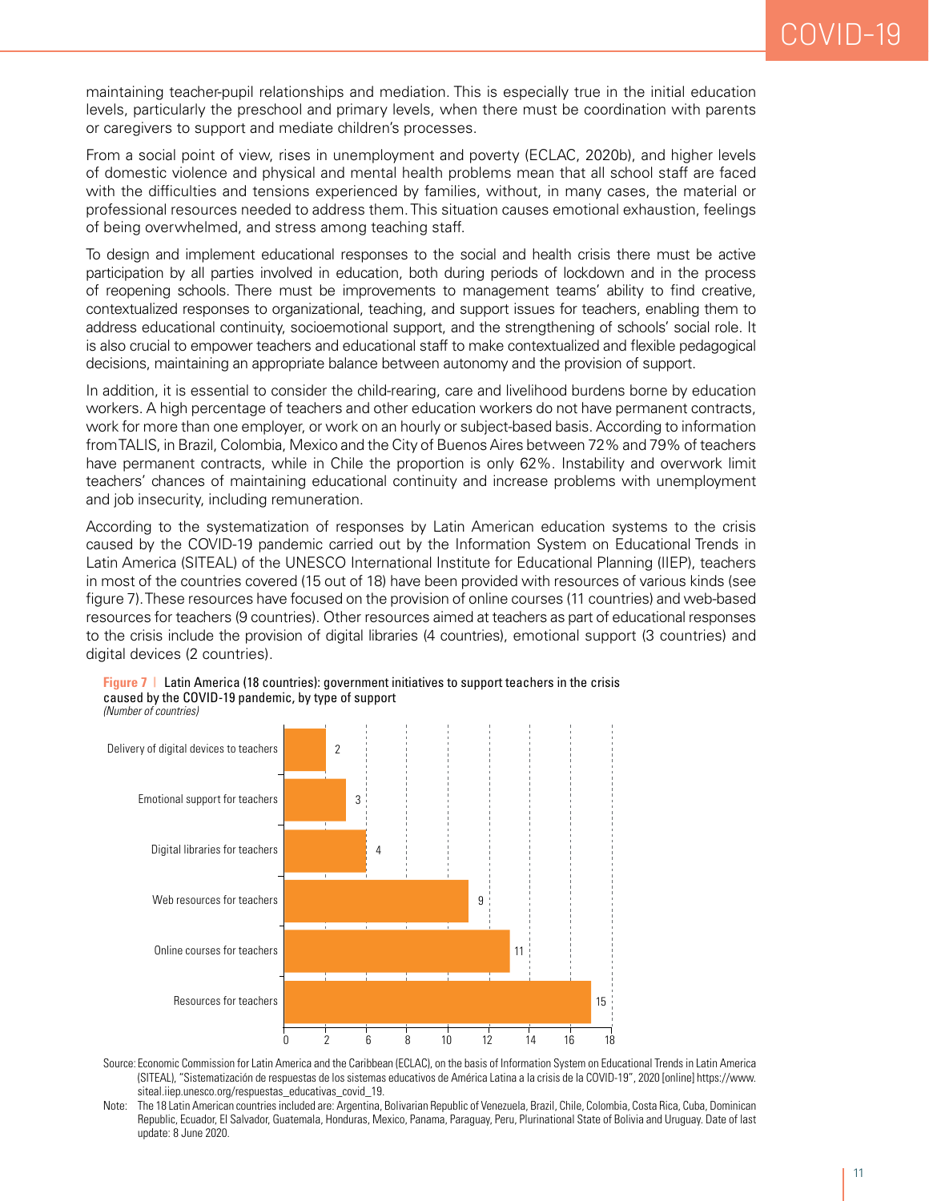maintaining teacher-pupil relationships and mediation. This is especially true in the initial education levels, particularly the preschool and primary levels, when there must be coordination with parents or caregivers to support and mediate children's processes.

From a social point of view, rises in unemployment and poverty (ECLAC, 2020b), and higher levels of domestic violence and physical and mental health problems mean that all school staff are faced with the difficulties and tensions experienced by families, without, in many cases, the material or professional resources needed to address them. This situation causes emotional exhaustion, feelings of being overwhelmed, and stress among teaching staff.

To design and implement educational responses to the social and health crisis there must be active participation by all parties involved in education, both during periods of lockdown and in the process of reopening schools. There must be improvements to management teams' ability to find creative, contextualized responses to organizational, teaching, and support issues for teachers, enabling them to address educational continuity, socioemotional support, and the strengthening of schools' social role. It is also crucial to empower teachers and educational staff to make contextualized and flexible pedagogical decisions, maintaining an appropriate balance between autonomy and the provision of support.

In addition, it is essential to consider the child-rearing, care and livelihood burdens borne by education workers. A high percentage of teachers and other education workers do not have permanent contracts, work for more than one employer, or work on an hourly or subject-based basis. According to information from TALIS, in Brazil, Colombia, Mexico and the City of Buenos Aires between 72% and 79% of teachers have permanent contracts, while in Chile the proportion is only 62%. Instability and overwork limit teachers' chances of maintaining educational continuity and increase problems with unemployment and job insecurity, including remuneration.

According to the systematization of responses by Latin American education systems to the crisis caused by the COVID-19 pandemic carried out by the Information System on Educational Trends in Latin America (SITEAL) of the UNESCO International Institute for Educational Planning (IIEP), teachers in most of the countries covered (15 out of 18) have been provided with resources of various kinds (see figure 7). These resources have focused on the provision of online courses (11 countries) and web-based resources for teachers (9 countries). Other resources aimed at teachers as part of educational responses to the crisis include the provision of digital libraries (4 countries), emotional support (3 countries) and digital devices (2 countries).

**Figure 7** | Latin America (18 countries): government initiatives to support teachers in the crisis caused by the COVID-19 pandemic, by type of support
*(Number of countries)*

| Type of support | Number of countries |
|---|---|
| Delivery of digital devices to teachers | 2 |
| Emotional support for teachers | 3 |
| Digital libraries for teachers | 4 |
| Web resources for teachers | 9 |
| Online courses for teachers | 11 |
| Resources for teachers | 15 |

Source: Economic Commission for Latin America and the Caribbean (ECLAC), on the basis of Information System on Educational Trends in Latin America (SITEAL), "Sistematización de respuestas de los sistemas educativos de América Latina a la crisis de la COVID-19", 2020 [online] https://www.siteal.iiep.unesco.org/respuestas_educativas_covid_19.

Note: The 18 Latin American countries included are: Argentina, Bolivarian Republic of Venezuela, Brazil, Chile, Colombia, Costa Rica, Cuba, Dominican Republic, Ecuador, El Salvador, Guatemala, Honduras, Mexico, Panama, Paraguay, Peru, Plurinational State of Bolivia and Uruguay. Date of last update: 8 June 2020.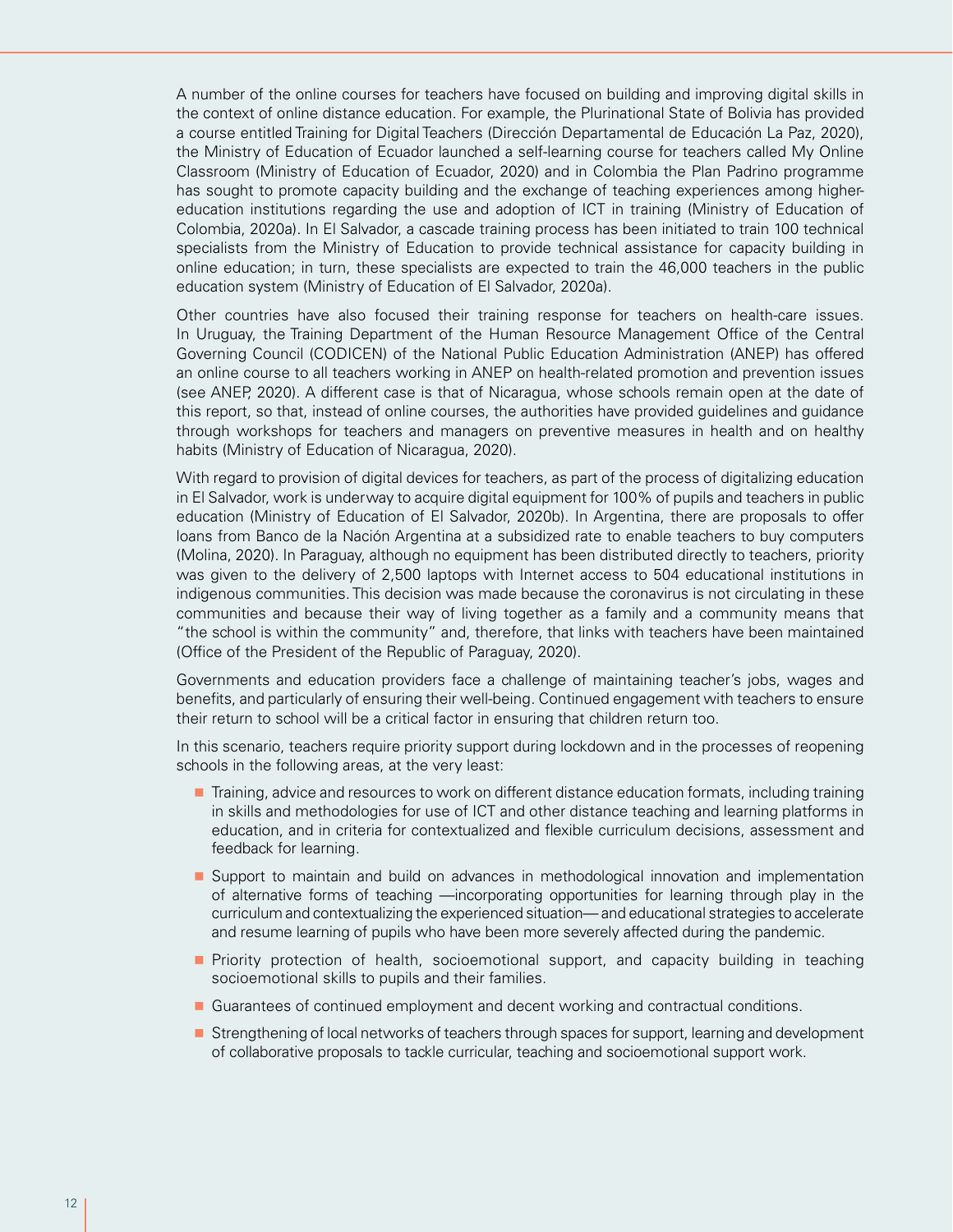A number of the online courses for teachers have focused on building and improving digital skills in the context of online distance education. For example, the Plurinational State of Bolivia has provided a course entitled Training for Digital Teachers (Dirección Departamental de Educación La Paz, 2020), the Ministry of Education of Ecuador launched a self-learning course for teachers called My Online Classroom (Ministry of Education of Ecuador, 2020) and in Colombia the Plan Padrino programme has sought to promote capacity building and the exchange of teaching experiences among higher-education institutions regarding the use and adoption of ICT in training (Ministry of Education of Colombia, 2020a). In El Salvador, a cascade training process has been initiated to train 100 technical specialists from the Ministry of Education to provide technical assistance for capacity building in online education; in turn, these specialists are expected to train the 46,000 teachers in the public education system (Ministry of Education of El Salvador, 2020a).

Other countries have also focused their training response for teachers on health-care issues. In Uruguay, the Training Department of the Human Resource Management Office of the Central Governing Council (CODICEN) of the National Public Education Administration (ANEP) has offered an online course to all teachers working in ANEP on health-related promotion and prevention issues (see ANEP, 2020). A different case is that of Nicaragua, whose schools remain open at the date of this report, so that, instead of online courses, the authorities have provided guidelines and guidance through workshops for teachers and managers on preventive measures in health and on healthy habits (Ministry of Education of Nicaragua, 2020).

With regard to provision of digital devices for teachers, as part of the process of digitalizing education in El Salvador, work is underway to acquire digital equipment for 100% of pupils and teachers in public education (Ministry of Education of El Salvador, 2020b). In Argentina, there are proposals to offer loans from Banco de la Nación Argentina at a subsidized rate to enable teachers to buy computers (Molina, 2020). In Paraguay, although no equipment has been distributed directly to teachers, priority was given to the delivery of 2,500 laptops with Internet access to 504 educational institutions in indigenous communities. This decision was made because the coronavirus is not circulating in these communities and because their way of living together as a family and a community means that "the school is within the community" and, therefore, that links with teachers have been maintained (Office of the President of the Republic of Paraguay, 2020).

Governments and education providers face a challenge of maintaining teacher's jobs, wages and benefits, and particularly of ensuring their well-being. Continued engagement with teachers to ensure their return to school will be a critical factor in ensuring that children return too.

In this scenario, teachers require priority support during lockdown and in the processes of reopening schools in the following areas, at the very least:

- Training, advice and resources to work on different distance education formats, including training in skills and methodologies for use of ICT and other distance teaching and learning platforms in education, and in criteria for contextualized and flexible curriculum decisions, assessment and feedback for learning.
- Support to maintain and build on advances in methodological innovation and implementation of alternative forms of teaching —incorporating opportunities for learning through play in the curriculum and contextualizing the experienced situation— and educational strategies to accelerate and resume learning of pupils who have been more severely affected during the pandemic.
- Priority protection of health, socioemotional support, and capacity building in teaching socioemotional skills to pupils and their families.
- Guarantees of continued employment and decent working and contractual conditions.
- Strengthening of local networks of teachers through spaces for support, learning and development of collaborative proposals to tackle curricular, teaching and socioemotional support work.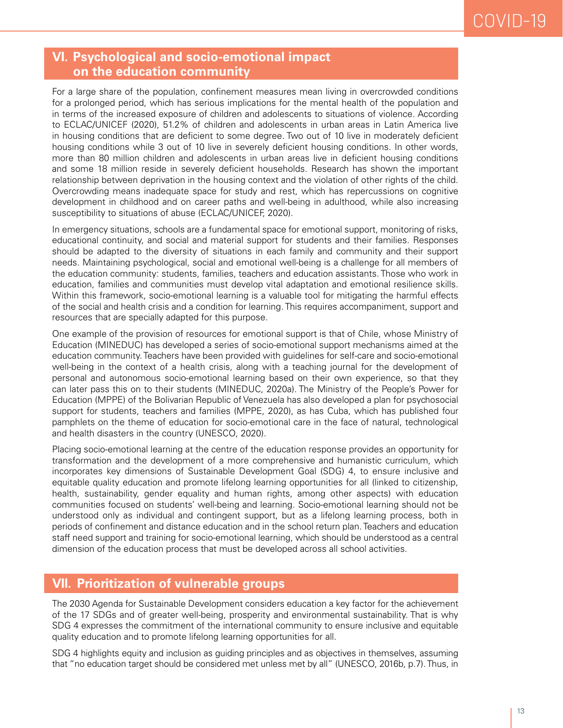## VI. Psychological and socio-emotional impact on the education community

For a large share of the population, confinement measures mean living in overcrowded conditions for a prolonged period, which has serious implications for the mental health of the population and in terms of the increased exposure of children and adolescents to situations of violence. According to ECLAC/UNICEF (2020), 51.2% of children and adolescents in urban areas in Latin America live in housing conditions that are deficient to some degree. Two out of 10 live in moderately deficient housing conditions while 3 out of 10 live in severely deficient housing conditions. In other words, more than 80 million children and adolescents in urban areas live in deficient housing conditions and some 18 million reside in severely deficient households. Research has shown the important relationship between deprivation in the housing context and the violation of other rights of the child. Overcrowding means inadequate space for study and rest, which has repercussions on cognitive development in childhood and on career paths and well-being in adulthood, while also increasing susceptibility to situations of abuse (ECLAC/UNICEF, 2020).

In emergency situations, schools are a fundamental space for emotional support, monitoring of risks, educational continuity, and social and material support for students and their families. Responses should be adapted to the diversity of situations in each family and community and their support needs. Maintaining psychological, social and emotional well-being is a challenge for all members of the education community: students, families, teachers and education assistants. Those who work in education, families and communities must develop vital adaptation and emotional resilience skills. Within this framework, socio-emotional learning is a valuable tool for mitigating the harmful effects of the social and health crisis and a condition for learning. This requires accompaniment, support and resources that are specially adapted for this purpose.

One example of the provision of resources for emotional support is that of Chile, whose Ministry of Education (MINEDUC) has developed a series of socio-emotional support mechanisms aimed at the education community. Teachers have been provided with guidelines for self-care and socio-emotional well-being in the context of a health crisis, along with a teaching journal for the development of personal and autonomous socio-emotional learning based on their own experience, so that they can later pass this on to their students (MINEDUC, 2020a). The Ministry of the People's Power for Education (MPPE) of the Bolivarian Republic of Venezuela has also developed a plan for psychosocial support for students, teachers and families (MPPE, 2020), as has Cuba, which has published four pamphlets on the theme of education for socio-emotional care in the face of natural, technological and health disasters in the country (UNESCO, 2020).

Placing socio-emotional learning at the centre of the education response provides an opportunity for transformation and the development of a more comprehensive and humanistic curriculum, which incorporates key dimensions of Sustainable Development Goal (SDG) 4, to ensure inclusive and equitable quality education and promote lifelong learning opportunities for all (linked to citizenship, health, sustainability, gender equality and human rights, among other aspects) with education communities focused on students' well-being and learning. Socio-emotional learning should not be understood only as individual and contingent support, but as a lifelong learning process, both in periods of confinement and distance education and in the school return plan. Teachers and education staff need support and training for socio-emotional learning, which should be understood as a central dimension of the education process that must be developed across all school activities.

## VII. Prioritization of vulnerable groups

The 2030 Agenda for Sustainable Development considers education a key factor for the achievement of the 17 SDGs and of greater well-being, prosperity and environmental sustainability. That is why SDG 4 expresses the commitment of the international community to ensure inclusive and equitable quality education and to promote lifelong learning opportunities for all.

SDG 4 highlights equity and inclusion as guiding principles and as objectives in themselves, assuming that "no education target should be considered met unless met by all" (UNESCO, 2016b, p.7). Thus, in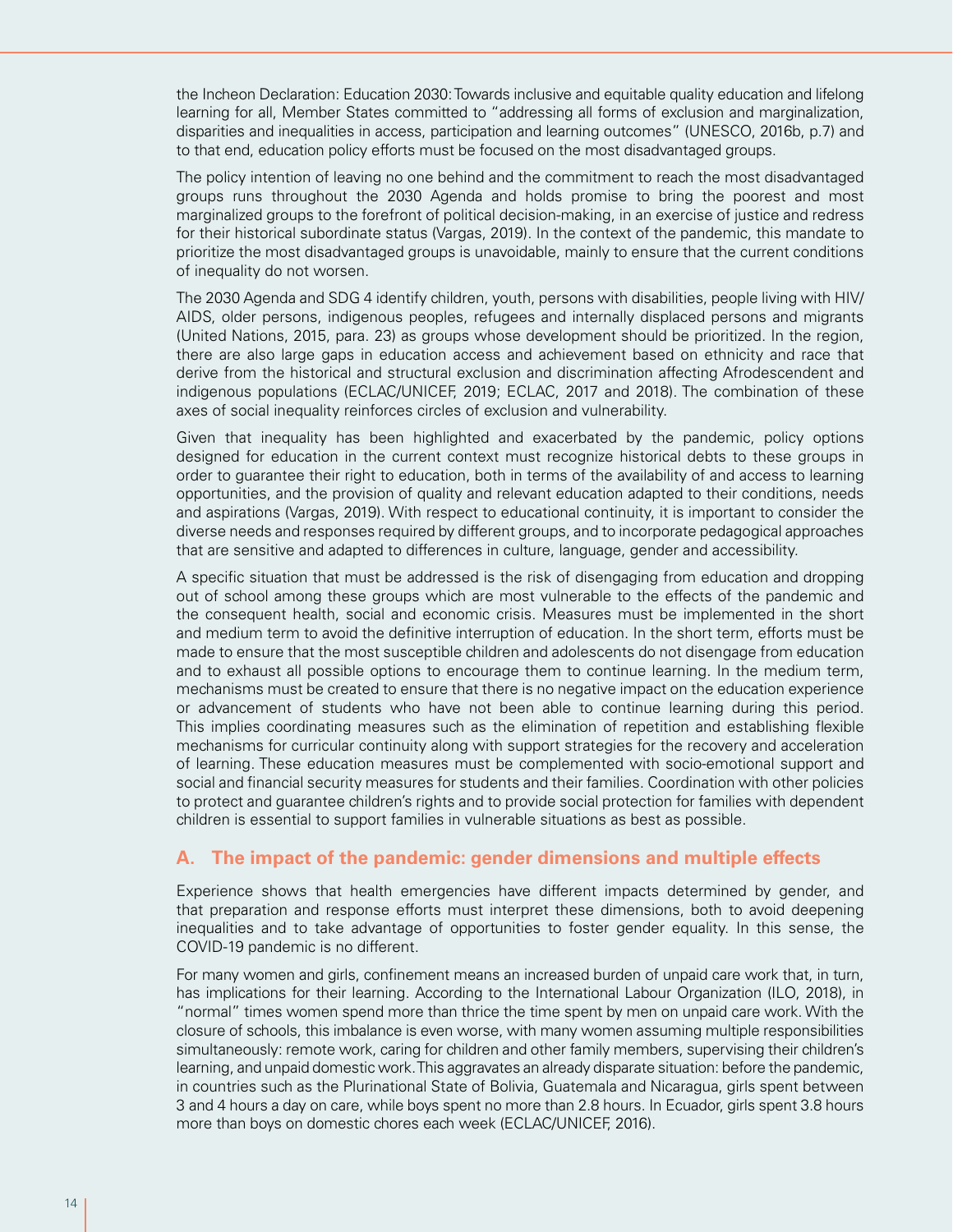the Incheon Declaration: Education 2030: Towards inclusive and equitable quality education and lifelong learning for all, Member States committed to "addressing all forms of exclusion and marginalization, disparities and inequalities in access, participation and learning outcomes" (UNESCO, 2016b, p.7) and to that end, education policy efforts must be focused on the most disadvantaged groups.

The policy intention of leaving no one behind and the commitment to reach the most disadvantaged groups runs throughout the 2030 Agenda and holds promise to bring the poorest and most marginalized groups to the forefront of political decision-making, in an exercise of justice and redress for their historical subordinate status (Vargas, 2019). In the context of the pandemic, this mandate to prioritize the most disadvantaged groups is unavoidable, mainly to ensure that the current conditions of inequality do not worsen.

The 2030 Agenda and SDG 4 identify children, youth, persons with disabilities, people living with HIV/AIDS, older persons, indigenous peoples, refugees and internally displaced persons and migrants (United Nations, 2015, para. 23) as groups whose development should be prioritized. In the region, there are also large gaps in education access and achievement based on ethnicity and race that derive from the historical and structural exclusion and discrimination affecting Afrodescendent and indigenous populations (ECLAC/UNICEF, 2019; ECLAC, 2017 and 2018). The combination of these axes of social inequality reinforces circles of exclusion and vulnerability.

Given that inequality has been highlighted and exacerbated by the pandemic, policy options designed for education in the current context must recognize historical debts to these groups in order to guarantee their right to education, both in terms of the availability of and access to learning opportunities, and the provision of quality and relevant education adapted to their conditions, needs and aspirations (Vargas, 2019). With respect to educational continuity, it is important to consider the diverse needs and responses required by different groups, and to incorporate pedagogical approaches that are sensitive and adapted to differences in culture, language, gender and accessibility.

A specific situation that must be addressed is the risk of disengaging from education and dropping out of school among these groups which are most vulnerable to the effects of the pandemic and the consequent health, social and economic crisis. Measures must be implemented in the short and medium term to avoid the definitive interruption of education. In the short term, efforts must be made to ensure that the most susceptible children and adolescents do not disengage from education and to exhaust all possible options to encourage them to continue learning. In the medium term, mechanisms must be created to ensure that there is no negative impact on the education experience or advancement of students who have not been able to continue learning during this period. This implies coordinating measures such as the elimination of repetition and establishing flexible mechanisms for curricular continuity along with support strategies for the recovery and acceleration of learning. These education measures must be complemented with socio-emotional support and social and financial security measures for students and their families. Coordination with other policies to protect and guarantee children's rights and to provide social protection for families with dependent children is essential to support families in vulnerable situations as best as possible.

## A. The impact of the pandemic: gender dimensions and multiple effects

Experience shows that health emergencies have different impacts determined by gender, and that preparation and response efforts must interpret these dimensions, both to avoid deepening inequalities and to take advantage of opportunities to foster gender equality. In this sense, the COVID-19 pandemic is no different.

For many women and girls, confinement means an increased burden of unpaid care work that, in turn, has implications for their learning. According to the International Labour Organization (ILO, 2018), in "normal" times women spend more than thrice the time spent by men on unpaid care work. With the closure of schools, this imbalance is even worse, with many women assuming multiple responsibilities simultaneously: remote work, caring for children and other family members, supervising their children's learning, and unpaid domestic work. This aggravates an already disparate situation: before the pandemic, in countries such as the Plurinational State of Bolivia, Guatemala and Nicaragua, girls spent between 3 and 4 hours a day on care, while boys spent no more than 2.8 hours. In Ecuador, girls spent 3.8 hours more than boys on domestic chores each week (ECLAC/UNICEF, 2016).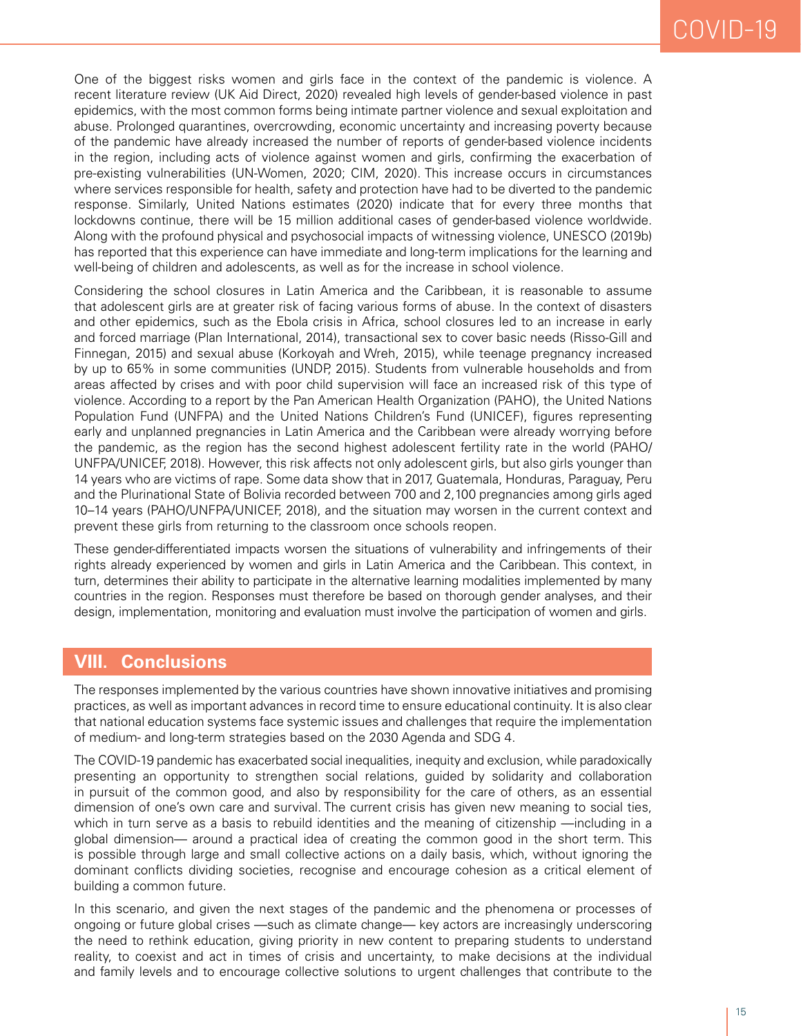One of the biggest risks women and girls face in the context of the pandemic is violence. A recent literature review (UK Aid Direct, 2020) revealed high levels of gender-based violence in past epidemics, with the most common forms being intimate partner violence and sexual exploitation and abuse. Prolonged quarantines, overcrowding, economic uncertainty and increasing poverty because of the pandemic have already increased the number of reports of gender-based violence incidents in the region, including acts of violence against women and girls, confirming the exacerbation of pre-existing vulnerabilities (UN-Women, 2020; CIM, 2020). This increase occurs in circumstances where services responsible for health, safety and protection have had to be diverted to the pandemic response. Similarly, United Nations estimates (2020) indicate that for every three months that lockdowns continue, there will be 15 million additional cases of gender-based violence worldwide. Along with the profound physical and psychosocial impacts of witnessing violence, UNESCO (2019b) has reported that this experience can have immediate and long-term implications for the learning and well-being of children and adolescents, as well as for the increase in school violence.

Considering the school closures in Latin America and the Caribbean, it is reasonable to assume that adolescent girls are at greater risk of facing various forms of abuse. In the context of disasters and other epidemics, such as the Ebola crisis in Africa, school closures led to an increase in early and forced marriage (Plan International, 2014), transactional sex to cover basic needs (Risso-Gill and Finnegan, 2015) and sexual abuse (Korkoyah and Wreh, 2015), while teenage pregnancy increased by up to 65% in some communities (UNDP, 2015). Students from vulnerable households and from areas affected by crises and with poor child supervision will face an increased risk of this type of violence. According to a report by the Pan American Health Organization (PAHO), the United Nations Population Fund (UNFPA) and the United Nations Children's Fund (UNICEF), figures representing early and unplanned pregnancies in Latin America and the Caribbean were already worrying before the pandemic, as the region has the second highest adolescent fertility rate in the world (PAHO/UNFPA/UNICEF, 2018). However, this risk affects not only adolescent girls, but also girls younger than 14 years who are victims of rape. Some data show that in 2017, Guatemala, Honduras, Paraguay, Peru and the Plurinational State of Bolivia recorded between 700 and 2,100 pregnancies among girls aged 10–14 years (PAHO/UNFPA/UNICEF, 2018), and the situation may worsen in the current context and prevent these girls from returning to the classroom once schools reopen.

These gender-differentiated impacts worsen the situations of vulnerability and infringements of their rights already experienced by women and girls in Latin America and the Caribbean. This context, in turn, determines their ability to participate in the alternative learning modalities implemented by many countries in the region. Responses must therefore be based on thorough gender analyses, and their design, implementation, monitoring and evaluation must involve the participation of women and girls.

## VIII. Conclusions

The responses implemented by the various countries have shown innovative initiatives and promising practices, as well as important advances in record time to ensure educational continuity. It is also clear that national education systems face systemic issues and challenges that require the implementation of medium- and long-term strategies based on the 2030 Agenda and SDG 4.

The COVID-19 pandemic has exacerbated social inequalities, inequity and exclusion, while paradoxically presenting an opportunity to strengthen social relations, guided by solidarity and collaboration in pursuit of the common good, and also by responsibility for the care of others, as an essential dimension of one's own care and survival. The current crisis has given new meaning to social ties, which in turn serve as a basis to rebuild identities and the meaning of citizenship —including in a global dimension— around a practical idea of creating the common good in the short term. This is possible through large and small collective actions on a daily basis, which, without ignoring the dominant conflicts dividing societies, recognise and encourage cohesion as a critical element of building a common future.

In this scenario, and given the next stages of the pandemic and the phenomena or processes of ongoing or future global crises —such as climate change— key actors are increasingly underscoring the need to rethink education, giving priority in new content to preparing students to understand reality, to coexist and act in times of crisis and uncertainty, to make decisions at the individual and family levels and to encourage collective solutions to urgent challenges that contribute to the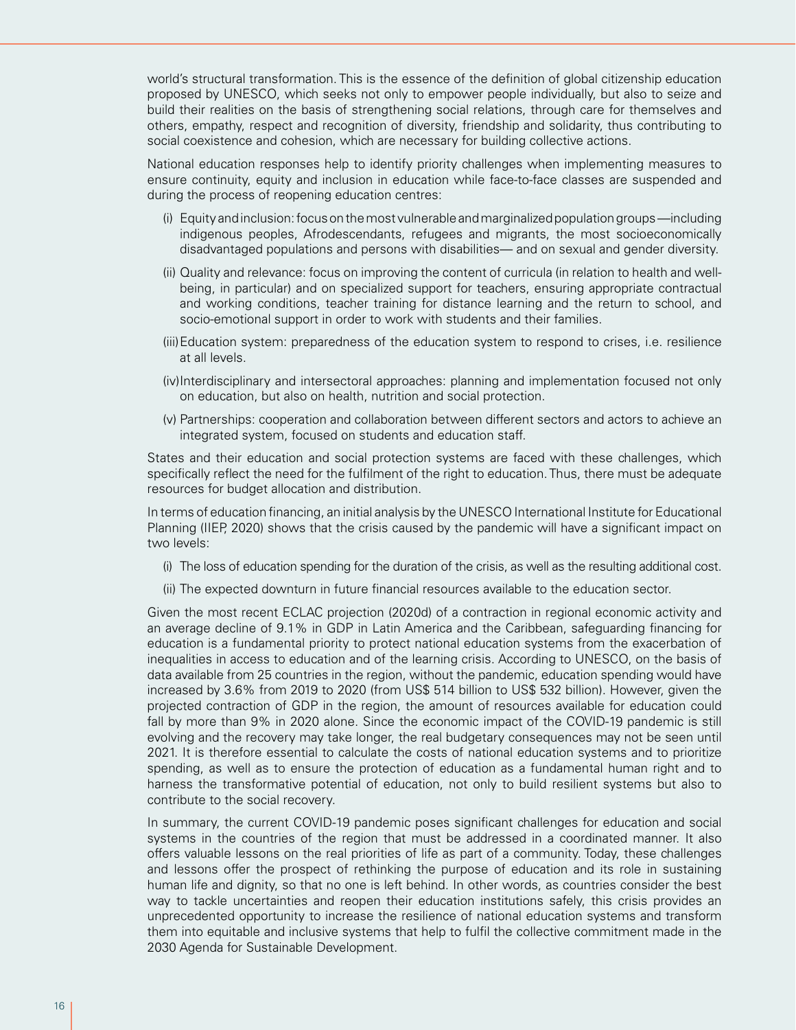world's structural transformation. This is the essence of the definition of global citizenship education proposed by UNESCO, which seeks not only to empower people individually, but also to seize and build their realities on the basis of strengthening social relations, through care for themselves and others, empathy, respect and recognition of diversity, friendship and solidarity, thus contributing to social coexistence and cohesion, which are necessary for building collective actions.

National education responses help to identify priority challenges when implementing measures to ensure continuity, equity and inclusion in education while face-to-face classes are suspended and during the process of reopening education centres:

(i) Equity and inclusion: focus on the most vulnerable and marginalized population groups —including indigenous peoples, Afrodescendants, refugees and migrants, the most socioeconomically disadvantaged populations and persons with disabilities— and on sexual and gender diversity.

(ii) Quality and relevance: focus on improving the content of curricula (in relation to health and well-being, in particular) and on specialized support for teachers, ensuring appropriate contractual and working conditions, teacher training for distance learning and the return to school, and socio-emotional support in order to work with students and their families.

(iii) Education system: preparedness of the education system to respond to crises, i.e. resilience at all levels.

(iv) Interdisciplinary and intersectoral approaches: planning and implementation focused not only on education, but also on health, nutrition and social protection.

(v) Partnerships: cooperation and collaboration between different sectors and actors to achieve an integrated system, focused on students and education staff.

States and their education and social protection systems are faced with these challenges, which specifically reflect the need for the fulfilment of the right to education. Thus, there must be adequate resources for budget allocation and distribution.

In terms of education financing, an initial analysis by the UNESCO International Institute for Educational Planning (IIEP, 2020) shows that the crisis caused by the pandemic will have a significant impact on two levels:

(i) The loss of education spending for the duration of the crisis, as well as the resulting additional cost.

(ii) The expected downturn in future financial resources available to the education sector.

Given the most recent ECLAC projection (2020d) of a contraction in regional economic activity and an average decline of 9.1% in GDP in Latin America and the Caribbean, safeguarding financing for education is a fundamental priority to protect national education systems from the exacerbation of inequalities in access to education and of the learning crisis. According to UNESCO, on the basis of data available from 25 countries in the region, without the pandemic, education spending would have increased by 3.6% from 2019 to 2020 (from US$ 514 billion to US$ 532 billion). However, given the projected contraction of GDP in the region, the amount of resources available for education could fall by more than 9% in 2020 alone. Since the economic impact of the COVID-19 pandemic is still evolving and the recovery may take longer, the real budgetary consequences may not be seen until 2021. It is therefore essential to calculate the costs of national education systems and to prioritize spending, as well as to ensure the protection of education as a fundamental human right and to harness the transformative potential of education, not only to build resilient systems but also to contribute to the social recovery.

In summary, the current COVID-19 pandemic poses significant challenges for education and social systems in the countries of the region that must be addressed in a coordinated manner. It also offers valuable lessons on the real priorities of life as part of a community. Today, these challenges and lessons offer the prospect of rethinking the purpose of education and its role in sustaining human life and dignity, so that no one is left behind. In other words, as countries consider the best way to tackle uncertainties and reopen their education institutions safely, this crisis provides an unprecedented opportunity to increase the resilience of national education systems and transform them into equitable and inclusive systems that help to fulfil the collective commitment made in the 2030 Agenda for Sustainable Development.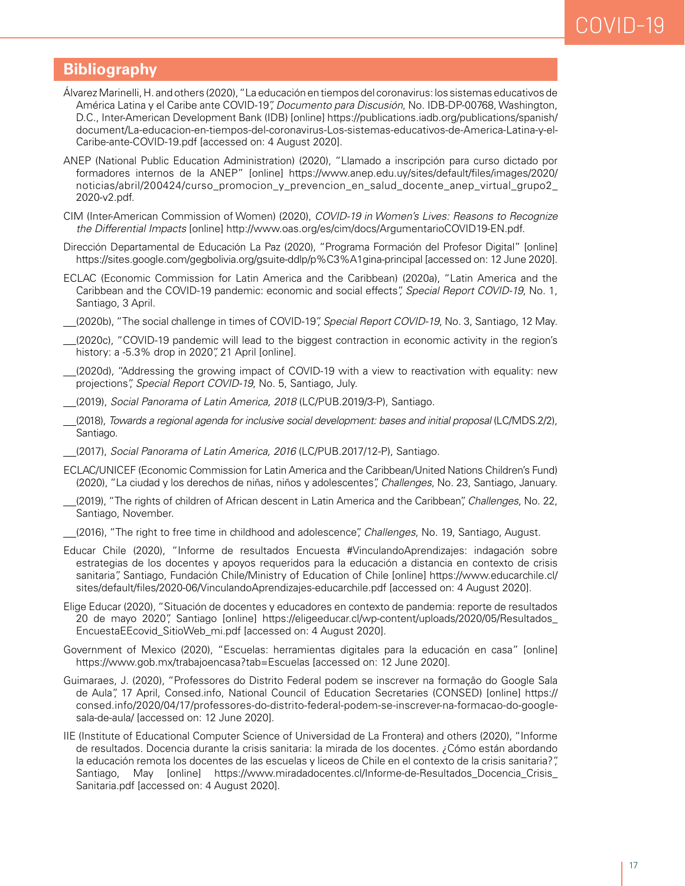## Bibliography

Álvarez Marinelli, H. and others (2020), "La educación en tiempos del coronavirus: los sistemas educativos de América Latina y el Caribe ante COVID-19", *Documento para Discusión*, No. IDB-DP-00768, Washington, D.C., Inter-American Development Bank (IDB) [online] https://publications.iadb.org/publications/spanish/document/La-educacion-en-tiempos-del-coronavirus-Los-sistemas-educativos-de-America-Latina-y-el-Caribe-ante-COVID-19.pdf [accessed on: 4 August 2020].

ANEP (National Public Education Administration) (2020), "Llamado a inscripción para curso dictado por formadores internos de la ANEP" [online] https://www.anep.edu.uy/sites/default/files/images/2020/noticias/abril/200424/curso_promocion_y_prevencion_en_salud_docente_anep_virtual_grupo2_2020-v2.pdf.

CIM (Inter-American Commission of Women) (2020), *COVID-19 in Women's Lives: Reasons to Recognize the Differential Impacts* [online] http://www.oas.org/es/cim/docs/ArgumentarioCOVID19-EN.pdf.

Dirección Departamental de Educación La Paz (2020), "Programa Formación del Profesor Digital" [online] https://sites.google.com/gegbolivia.org/gsuite-ddlp/p%C3%A1gina-principal [accessed on: 12 June 2020].

ECLAC (Economic Commission for Latin America and the Caribbean) (2020a), "Latin America and the Caribbean and the COVID-19 pandemic: economic and social effects", *Special Report COVID-19*, No. 1, Santiago, 3 April.

___(2020b), "The social challenge in times of COVID-19", *Special Report COVID-19*, No. 3, Santiago, 12 May.

___(2020c), "COVID-19 pandemic will lead to the biggest contraction in economic activity in the region's history: a -5.3% drop in 2020", 21 April [online].

___(2020d), "Addressing the growing impact of COVID-19 with a view to reactivation with equality: new projections", *Special Report COVID-19*, No. 5, Santiago, July.

___(2019), *Social Panorama of Latin America, 2018* (LC/PUB.2019/3-P), Santiago.

___(2018), *Towards a regional agenda for inclusive social development: bases and initial proposal* (LC/MDS.2/2), Santiago.

___(2017), *Social Panorama of Latin America, 2016* (LC/PUB.2017/12-P), Santiago.

ECLAC/UNICEF (Economic Commission for Latin America and the Caribbean/United Nations Children's Fund) (2020), "La ciudad y los derechos de niñas, niños y adolescentes", *Challenges*, No. 23, Santiago, January.

___(2019), "The rights of children of African descent in Latin America and the Caribbean", *Challenges*, No. 22, Santiago, November.

___(2016), "The right to free time in childhood and adolescence", *Challenges*, No. 19, Santiago, August.

Educar Chile (2020), "Informe de resultados Encuesta #VinculandoAprendizajes: indagación sobre estrategias de los docentes y apoyos requeridos para la educación a distancia en contexto de crisis sanitaria", Santiago, Fundación Chile/Ministry of Education of Chile [online] https://www.educarchile.cl/sites/default/files/2020-06/VinculandoAprendizajes-educarchile.pdf [accessed on: 4 August 2020].

Elige Educar (2020), "Situación de docentes y educadores en contexto de pandemia: reporte de resultados 20 de mayo 2020", Santiago [online] https://eligeeducar.cl/wp-content/uploads/2020/05/Resultados_EncuestaEEcovid_SitioWeb_mi.pdf [accessed on: 4 August 2020].

Government of Mexico (2020), "Escuelas: herramientas digitales para la educación en casa" [online] https://www.gob.mx/trabajoencasa?tab=Escuelas [accessed on: 12 June 2020].

Guimaraes, J. (2020), "Professores do Distrito Federal podem se inscrever na formação do Google Sala de Aula", 17 April, Consed.info, National Council of Education Secretaries (CONSED) [online] https://consed.info/2020/04/17/professores-do-distrito-federal-podem-se-inscrever-na-formacao-do-google-sala-de-aula/ [accessed on: 12 June 2020].

IIE (Institute of Educational Computer Science of Universidad de La Frontera) and others (2020), "Informe de resultados. Docencia durante la crisis sanitaria: la mirada de los docentes. ¿Cómo están abordando la educación remota los docentes de las escuelas y liceos de Chile en el contexto de la crisis sanitaria?", Santiago, May [online] https://www.miradadocentes.cl/Informe-de-Resultados_Docencia_Crisis_Sanitaria.pdf [accessed on: 4 August 2020].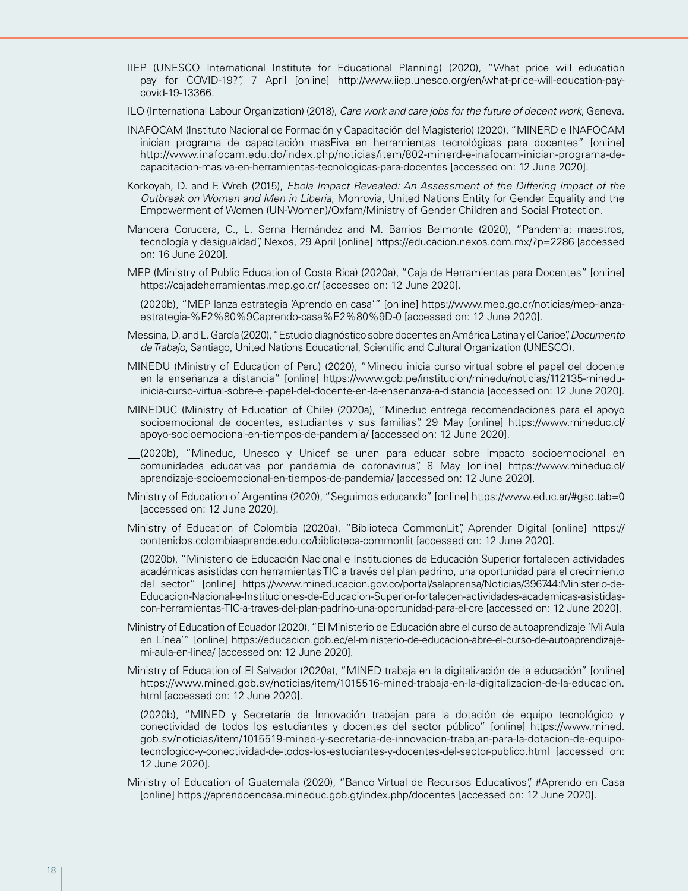IIEP (UNESCO International Institute for Educational Planning) (2020), "What price will education pay for COVID-19?", 7 April [online] http://www.iiep.unesco.org/en/what-price-will-education-pay-covid-19-13366.

ILO (International Labour Organization) (2018), *Care work and care jobs for the future of decent work*, Geneva.

INAFOCAM (Instituto Nacional de Formación y Capacitación del Magisterio) (2020), "MINERD e INAFOCAM inician programa de capacitación masFiva en herramientas tecnológicas para docentes" [online] http://www.inafocam.edu.do/index.php/noticias/item/802-minerd-e-inafocam-inician-programa-de-capacitacion-masiva-en-herramientas-tecnologicas-para-docentes [accessed on: 12 June 2020].

Korkoyah, D. and F. Wreh (2015), *Ebola Impact Revealed: An Assessment of the Differing Impact of the Outbreak on Women and Men in Liberia*, Monrovia, United Nations Entity for Gender Equality and the Empowerment of Women (UN-Women)/Oxfam/Ministry of Gender Children and Social Protection.

Mancera Corucera, C., L. Serna Hernández and M. Barrios Belmonte (2020), "Pandemia: maestros, tecnología y desigualdad", Nexos, 29 April [online] https://educacion.nexos.com.mx/?p=2286 [accessed on: 16 June 2020].

MEP (Ministry of Public Education of Costa Rica) (2020a), "Caja de Herramientas para Docentes" [online] https://cajadeherramientas.mep.go.cr/ [accessed on: 12 June 2020].

___(2020b), "MEP lanza estrategia 'Aprendo en casa'" [online] https://www.mep.go.cr/noticias/mep-lanza-estrategia-%E2%80%9Caprendo-casa%E2%80%9D-0 [accessed on: 12 June 2020].

Messina, D. and L. García (2020), "Estudio diagnóstico sobre docentes en América Latina y el Caribe", *Documento de Trabajo*, Santiago, United Nations Educational, Scientific and Cultural Organization (UNESCO).

MINEDU (Ministry of Education of Peru) (2020), "Minedu inicia curso virtual sobre el papel del docente en la enseñanza a distancia" [online] https://www.gob.pe/institucion/minedu/noticias/112135-minedu-inicia-curso-virtual-sobre-el-papel-del-docente-en-la-ensenanza-a-distancia [accessed on: 12 June 2020].

MINEDUC (Ministry of Education of Chile) (2020a), "Mineduc entrega recomendaciones para el apoyo socioemocional de docentes, estudiantes y sus familias", 29 May [online] https://www.mineduc.cl/apoyo-socioemocional-en-tiempos-de-pandemia/ [accessed on: 12 June 2020].

___(2020b), "Mineduc, Unesco y Unicef se unen para educar sobre impacto socioemocional en comunidades educativas por pandemia de coronavirus", 8 May [online] https://www.mineduc.cl/aprendizaje-socioemocional-en-tiempos-de-pandemia/ [accessed on: 12 June 2020].

Ministry of Education of Argentina (2020), "Seguimos educando" [online] https://www.educ.ar/#gsc.tab=0 [accessed on: 12 June 2020].

Ministry of Education of Colombia (2020a), "Biblioteca CommonLit", Aprender Digital [online] https://contenidos.colombiaaprende.edu.co/biblioteca-commonlit [accessed on: 12 June 2020].

___(2020b), "Ministerio de Educación Nacional e Instituciones de Educación Superior fortalecen actividades académicas asistidas con herramientas TIC a través del plan padrino, una oportunidad para el crecimiento del sector" [online] https://www.mineducacion.gov.co/portal/salaprensa/Noticias/396744:Ministerio-de-Educacion-Nacional-e-Instituciones-de-Educacion-Superior-fortalecen-actividades-academicas-asistidas-con-herramientas-TIC-a-traves-del-plan-padrino-una-oportunidad-para-el-cre [accessed on: 12 June 2020].

Ministry of Education of Ecuador (2020), "El Ministerio de Educación abre el curso de autoaprendizaje 'Mi Aula en Línea'" [online] https://educacion.gob.ec/el-ministerio-de-educacion-abre-el-curso-de-autoaprendizaje-mi-aula-en-linea/ [accessed on: 12 June 2020].

Ministry of Education of El Salvador (2020a), "MINED trabaja en la digitalización de la educación" [online] https://www.mined.gob.sv/noticias/item/1015516-mined-trabaja-en-la-digitalizacion-de-la-educacion.html [accessed on: 12 June 2020].

___(2020b), "MINED y Secretaría de Innovación trabajan para la dotación de equipo tecnológico y conectividad de todos los estudiantes y docentes del sector público" [online] https://www.mined.gob.sv/noticias/item/1015519-mined-y-secretaria-de-innovacion-trabajan-para-la-dotacion-de-equipo-tecnologico-y-conectividad-de-todos-los-estudiantes-y-docentes-del-sector-publico.html [accessed on: 12 June 2020].

Ministry of Education of Guatemala (2020), "Banco Virtual de Recursos Educativos", #Aprendo en Casa [online] https://aprendoencasa.mineduc.gob.gt/index.php/docentes [accessed on: 12 June 2020].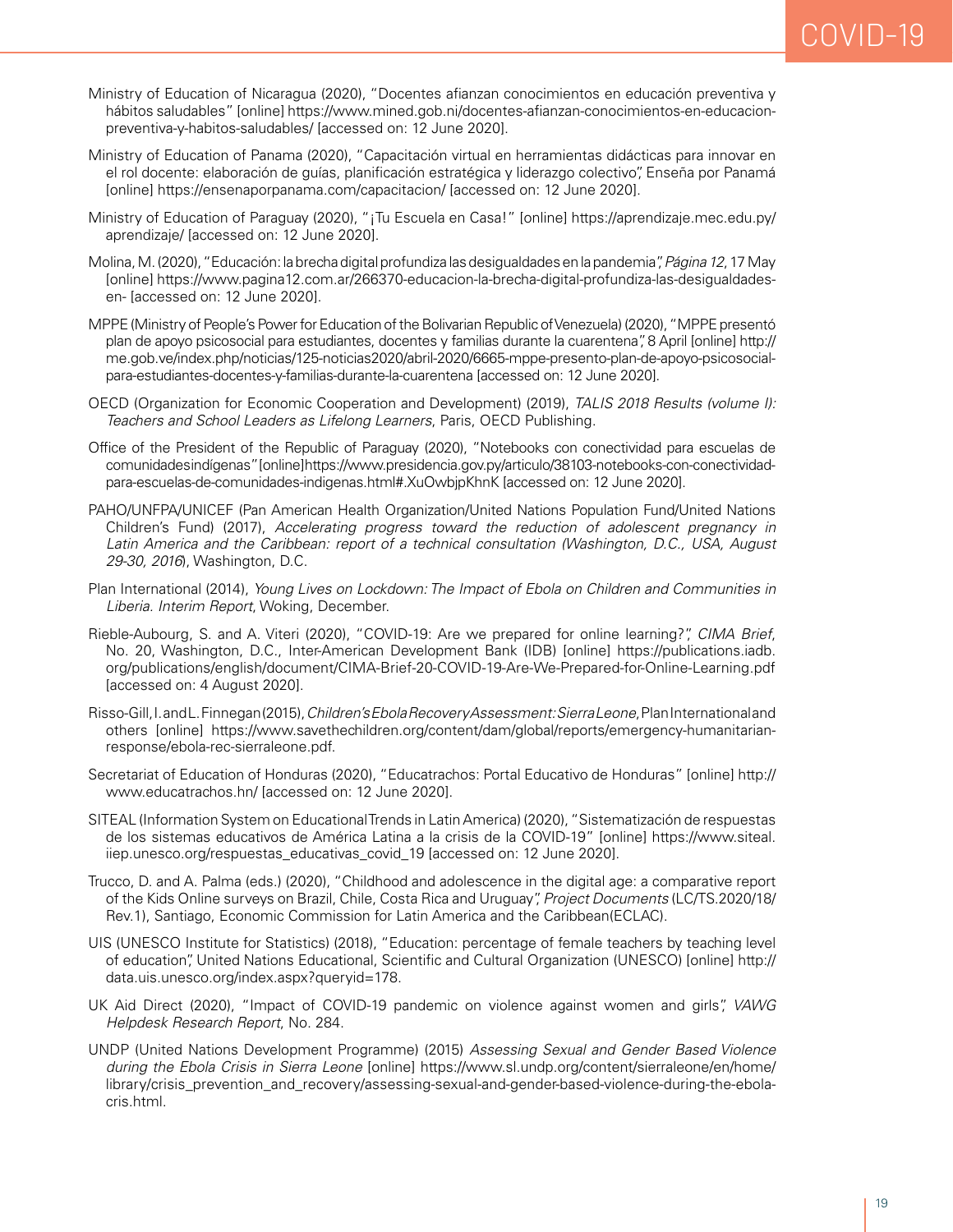Ministry of Education of Nicaragua (2020), "Docentes afianzan conocimientos en educación preventiva y hábitos saludables" [online] https://www.mined.gob.ni/docentes-afianzan-conocimientos-en-educacion-preventiva-y-habitos-saludables/ [accessed on: 12 June 2020].

Ministry of Education of Panama (2020), "Capacitación virtual en herramientas didácticas para innovar en el rol docente: elaboración de guías, planificación estratégica y liderazgo colectivo", Enseña por Panamá [online] https://ensenaporpanama.com/capacitacion/ [accessed on: 12 June 2020].

Ministry of Education of Paraguay (2020), "¡Tu Escuela en Casa!" [online] https://aprendizaje.mec.edu.py/aprendizaje/ [accessed on: 12 June 2020].

Molina, M. (2020), "Educación: la brecha digital profundiza las desigualdades en la pandemia", *Página 12*, 17 May [online] https://www.pagina12.com.ar/266370-educacion-la-brecha-digital-profundiza-las-desigualdades-en- [accessed on: 12 June 2020].

MPPE (Ministry of People's Power for Education of the Bolivarian Republic of Venezuela) (2020), "MPPE presentó plan de apoyo psicosocial para estudiantes, docentes y familias durante la cuarentena", 8 April [online] http://me.gob.ve/index.php/noticias/125-noticias2020/abril-2020/6665-mppe-presento-plan-de-apoyo-psicosocial-para-estudiantes-docentes-y-familias-durante-la-cuarentena [accessed on: 12 June 2020].

OECD (Organization for Economic Cooperation and Development) (2019), *TALIS 2018 Results (volume I): Teachers and School Leaders as Lifelong Learners*, Paris, OECD Publishing.

Office of the President of the Republic of Paraguay (2020), "Notebooks con conectividad para escuelas de comunidades indígenas" [online] https://www.presidencia.gov.py/articulo/38103-notebooks-con-conectividad-para-escuelas-de-comunidades-indigenas.html#.XuOwbjpKhnK [accessed on: 12 June 2020].

PAHO/UNFPA/UNICEF (Pan American Health Organization/United Nations Population Fund/United Nations Children's Fund) (2017), *Accelerating progress toward the reduction of adolescent pregnancy in Latin America and the Caribbean: report of a technical consultation (Washington, D.C., USA, August 29-30, 2016)*, Washington, D.C.

Plan International (2014), *Young Lives on Lockdown: The Impact of Ebola on Children and Communities in Liberia. Interim Report*, Woking, December.

Rieble-Aubourg, S. and A. Viteri (2020), "COVID-19: Are we prepared for online learning?", *CIMA Brief*, No. 20, Washington, D.C., Inter-American Development Bank (IDB) [online] https://publications.iadb.org/publications/english/document/CIMA-Brief-20-COVID-19-Are-We-Prepared-for-Online-Learning.pdf [accessed on: 4 August 2020].

Risso-Gill, I. and L. Finnegan (2015), *Children's Ebola Recovery Assessment: Sierra Leone*, Plan International and others [online] https://www.savethechildren.org/content/dam/global/reports/emergency-humanitarian-response/ebola-rec-sierraleone.pdf.

Secretariat of Education of Honduras (2020), "Educatrachos: Portal Educativo de Honduras" [online] http://www.educatrachos.hn/ [accessed on: 12 June 2020].

SITEAL (Information System on Educational Trends in Latin America) (2020), "Sistematización de respuestas de los sistemas educativos de América Latina a la crisis de la COVID-19" [online] https://www.siteal.iiep.unesco.org/respuestas_educativas_covid_19 [accessed on: 12 June 2020].

Trucco, D. and A. Palma (eds.) (2020), "Childhood and adolescence in the digital age: a comparative report of the Kids Online surveys on Brazil, Chile, Costa Rica and Uruguay", *Project Documents* (LC/TS.2020/18/Rev.1), Santiago, Economic Commission for Latin America and the Caribbean(ECLAC).

UIS (UNESCO Institute for Statistics) (2018), "Education: percentage of female teachers by teaching level of education", United Nations Educational, Scientific and Cultural Organization (UNESCO) [online] http://data.uis.unesco.org/index.aspx?queryid=178.

UK Aid Direct (2020), "Impact of COVID-19 pandemic on violence against women and girls", *VAWG Helpdesk Research Report*, No. 284.

UNDP (United Nations Development Programme) (2015) *Assessing Sexual and Gender Based Violence during the Ebola Crisis in Sierra Leone* [online] https://www.sl.undp.org/content/sierraleone/en/home/library/crisis_prevention_and_recovery/assessing-sexual-and-gender-based-violence-during-the-ebola-cris.html.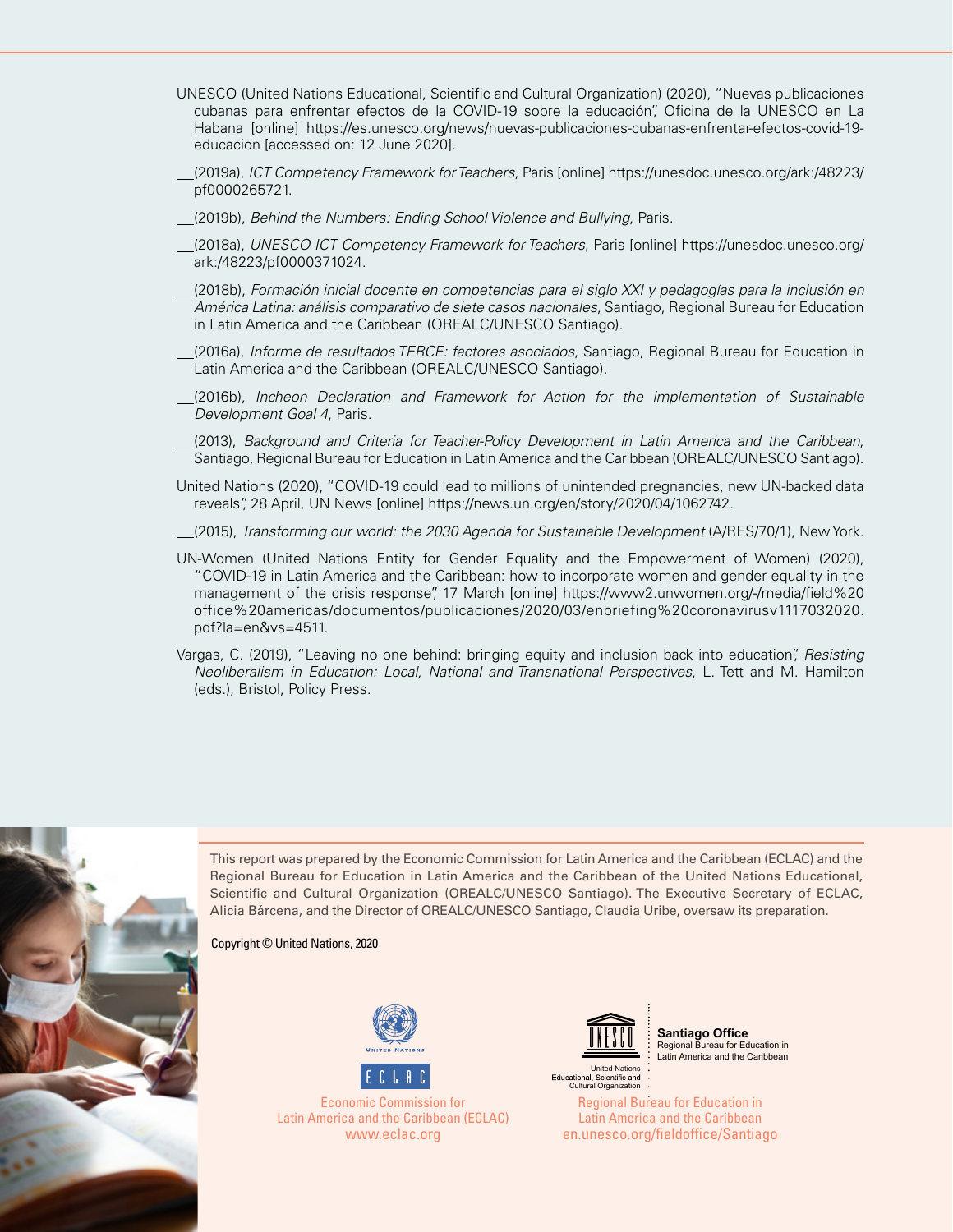UNESCO (United Nations Educational, Scientific and Cultural Organization) (2020), "Nuevas publicaciones cubanas para enfrentar efectos de la COVID-19 sobre la educación", Oficina de la UNESCO en La Habana [online] https://es.unesco.org/news/nuevas-publicaciones-cubanas-enfrentar-efectos-covid-19-educacion [accessed on: 12 June 2020].

___(2019a), *ICT Competency Framework for Teachers*, Paris [online] https://unesdoc.unesco.org/ark:/48223/pf0000265721.

___(2019b), *Behind the Numbers: Ending School Violence and Bullying*, Paris.

___(2018a), *UNESCO ICT Competency Framework for Teachers*, Paris [online] https://unesdoc.unesco.org/ark:/48223/pf0000371024.

___(2018b), *Formación inicial docente en competencias para el siglo XXI y pedagogías para la inclusión en América Latina: análisis comparativo de siete casos nacionales*, Santiago, Regional Bureau for Education in Latin America and the Caribbean (OREALC/UNESCO Santiago).

___(2016a), *Informe de resultados TERCE: factores asociados*, Santiago, Regional Bureau for Education in Latin America and the Caribbean (OREALC/UNESCO Santiago).

___(2016b), *Incheon Declaration and Framework for Action for the implementation of Sustainable Development Goal 4*, Paris.

___(2013), *Background and Criteria for Teacher-Policy Development in Latin America and the Caribbean*, Santiago, Regional Bureau for Education in Latin America and the Caribbean (OREALC/UNESCO Santiago).

United Nations (2020), "COVID-19 could lead to millions of unintended pregnancies, new UN-backed data reveals", 28 April, UN News [online] https://news.un.org/en/story/2020/04/1062742.

___(2015), *Transforming our world: the 2030 Agenda for Sustainable Development* (A/RES/70/1), New York.

UN-Women (United Nations Entity for Gender Equality and the Empowerment of Women) (2020), "COVID-19 in Latin America and the Caribbean: how to incorporate women and gender equality in the management of the crisis response", 17 March [online] https://www2.unwomen.org/-/media/field%20office%20americas/documentos/publicaciones/2020/03/enbriefing%20coronavirusv1117032020.pdf?la=en&vs=4511.

Vargas, C. (2019), "Leaving no one behind: bringing equity and inclusion back into education", *Resisting Neoliberalism in Education: Local, National and Transnational Perspectives*, L. Tett and M. Hamilton (eds.), Bristol, Policy Press.

This report was prepared by the Economic Commission for Latin America and the Caribbean (ECLAC) and the Regional Bureau for Education in Latin America and the Caribbean of the United Nations Educational, Scientific and Cultural Organization (OREALC/UNESCO Santiago). The Executive Secretary of ECLAC, Alicia Bárcena, and the Director of OREALC/UNESCO Santiago, Claudia Uribe, oversaw its preparation.

Copyright © United Nations, 2020

United Nations

ECLAC

Economic Commission for Latin America and the Caribbean (ECLAC)
www.eclac.org

UNESCO
United Nations Educational, Scientific and Cultural Organization

**Santiago Office**
Regional Bureau for Education in Latin America and the Caribbean

Regional Bureau for Education in Latin America and the Caribbean
en.unesco.org/fieldoffice/Santiago